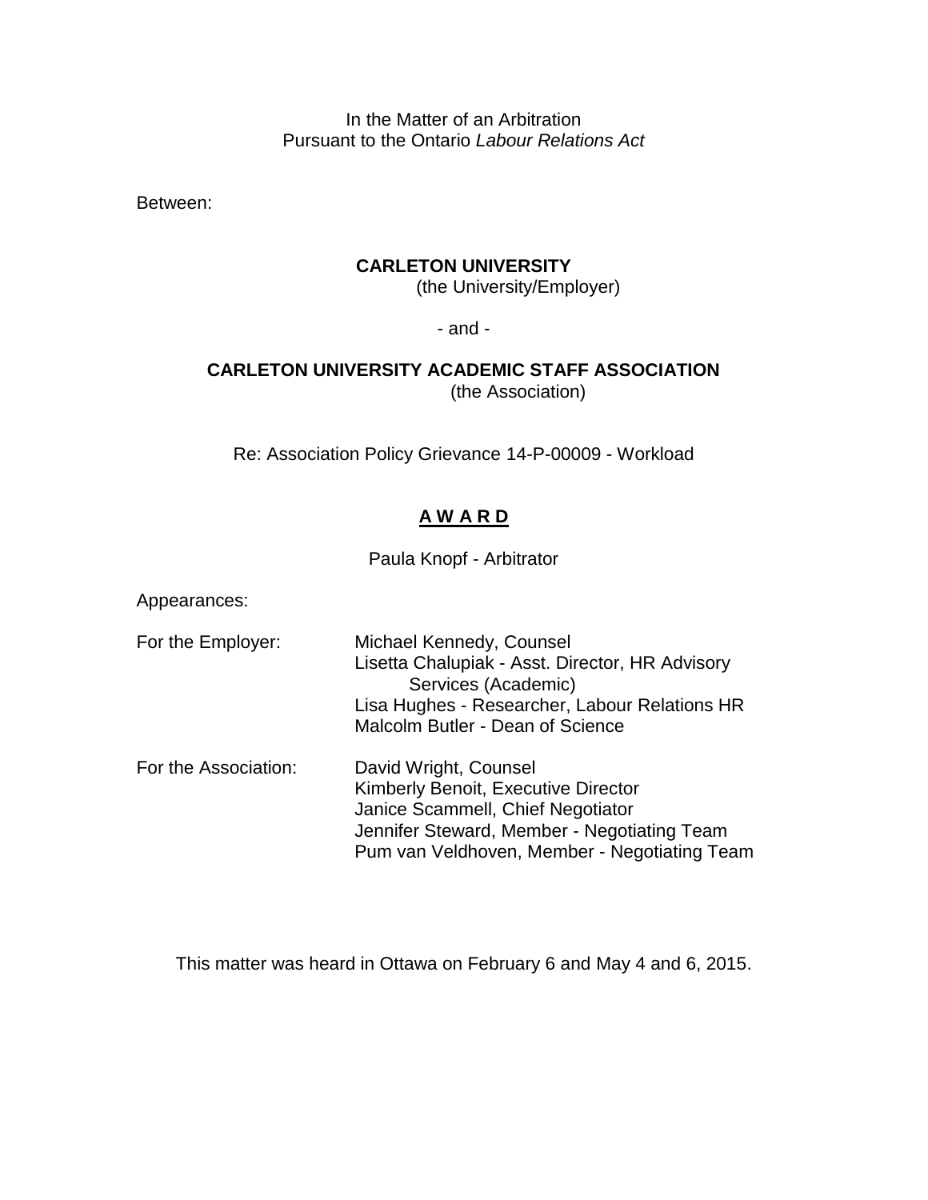In the Matter of an Arbitration
Pursuant to the Ontario *Labour Relations Act*

Between:

**CARLETON UNIVERSITY**
(the University/Employer)

- and -

**CARLETON UNIVERSITY ACADEMIC STAFF ASSOCIATION**
(the Association)

Re: Association Policy Grievance 14-P-00009 - Workload

# A W A R D

Paula Knopf - Arbitrator

Appearances:

| | |
|---|---|
| For the Employer: | Michael Kennedy, Counsel<br>Lisetta Chalupiak - Asst. Director, HR Advisory Services (Academic)<br>Lisa Hughes - Researcher, Labour Relations HR<br>Malcolm Butler - Dean of Science |
| For the Association: | David Wright, Counsel<br>Kimberly Benoit, Executive Director<br>Janice Scammell, Chief Negotiator<br>Jennifer Steward, Member - Negotiating Team<br>Pum van Veldhoven, Member - Negotiating Team |

This matter was heard in Ottawa on February 6 and May 4 and 6, 2015.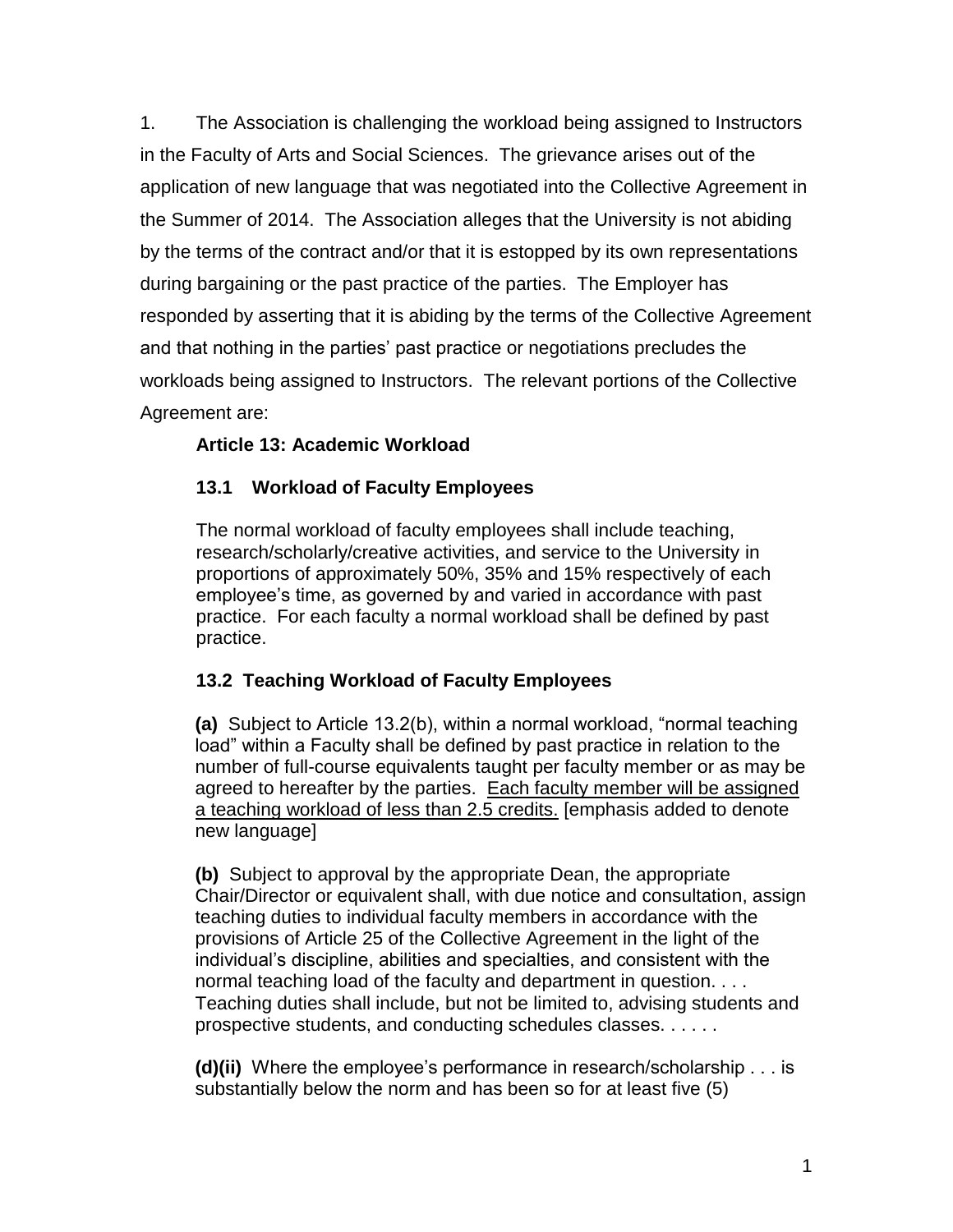1. The Association is challenging the workload being assigned to Instructors in the Faculty of Arts and Social Sciences. The grievance arises out of the application of new language that was negotiated into the Collective Agreement in the Summer of 2014. The Association alleges that the University is not abiding by the terms of the contract and/or that it is estopped by its own representations during bargaining or the past practice of the parties. The Employer has responded by asserting that it is abiding by the terms of the Collective Agreement and that nothing in the parties' past practice or negotiations precludes the workloads being assigned to Instructors. The relevant portions of the Collective Agreement are:

> **Article 13: Academic Workload**
>
> **13.1 Workload of Faculty Employees**
>
> The normal workload of faculty employees shall include teaching, research/scholarly/creative activities, and service to the University in proportions of approximately 50%, 35% and 15% respectively of each employee's time, as governed by and varied in accordance with past practice. For each faculty a normal workload shall be defined by past practice.
>
> **13.2 Teaching Workload of Faculty Employees**
>
> **(a)** Subject to Article 13.2(b), within a normal workload, "normal teaching load" within a Faculty shall be defined by past practice in relation to the number of full-course equivalents taught per faculty member or as may be agreed to hereafter by the parties. <u>Each faculty member will be assigned a teaching workload of less than 2.5 credits.</u> [emphasis added to denote new language]
>
> **(b)** Subject to approval by the appropriate Dean, the appropriate Chair/Director or equivalent shall, with due notice and consultation, assign teaching duties to individual faculty members in accordance with the provisions of Article 25 of the Collective Agreement in the light of the individual's discipline, abilities and specialties, and consistent with the normal teaching load of the faculty and department in question. . . . Teaching duties shall include, but not be limited to, advising students and prospective students, and conducting schedules classes. . . . . .
>
> **(d)(ii)** Where the employee's performance in research/scholarship . . . is substantially below the norm and has been so for at least five (5)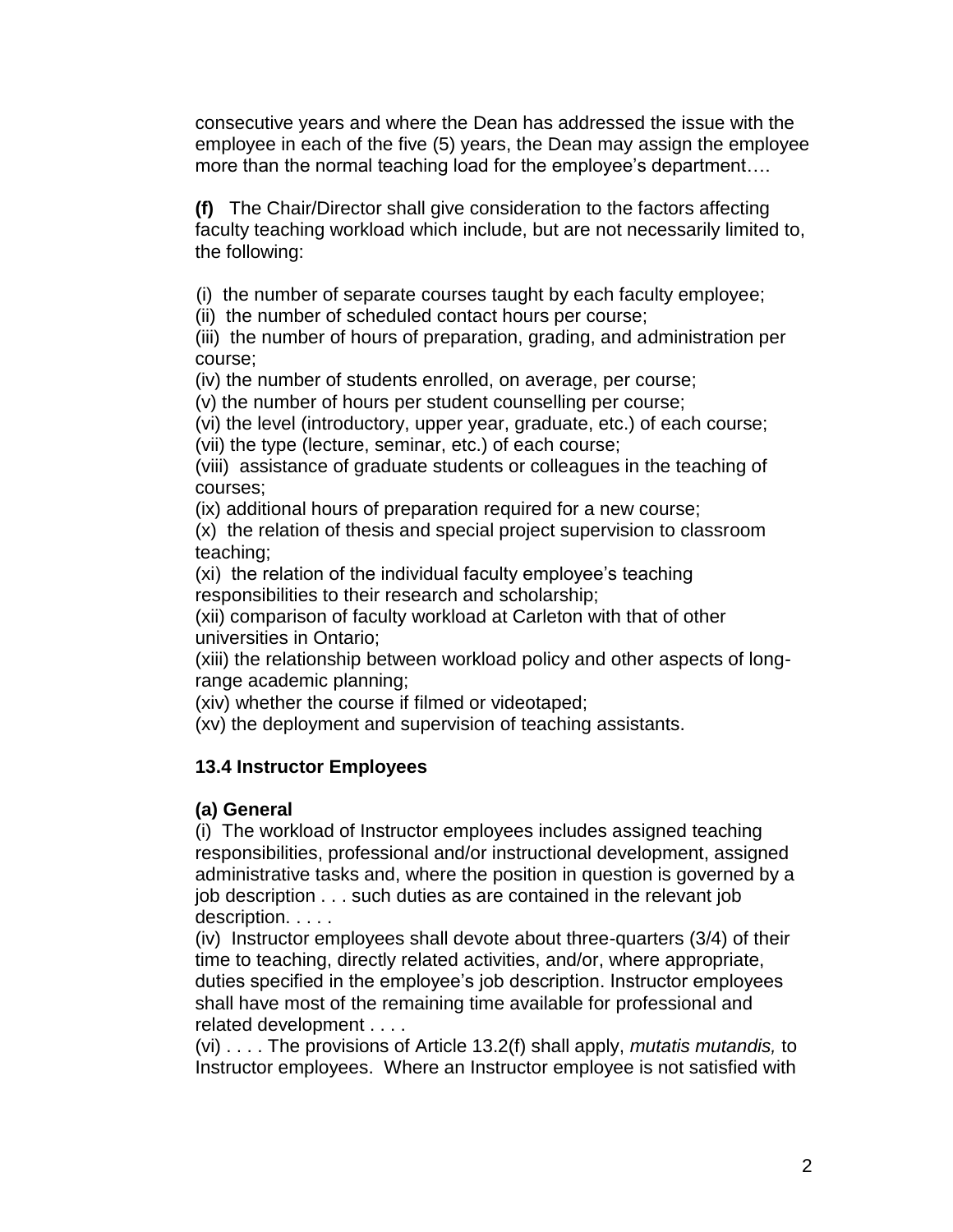consecutive years and where the Dean has addressed the issue with the employee in each of the five (5) years, the Dean may assign the employee more than the normal teaching load for the employee's department….

**(f)** The Chair/Director shall give consideration to the factors affecting faculty teaching workload which include, but are not necessarily limited to, the following:

(i) the number of separate courses taught by each faculty employee;
(ii) the number of scheduled contact hours per course;
(iii) the number of hours of preparation, grading, and administration per course;
(iv) the number of students enrolled, on average, per course;
(v) the number of hours per student counselling per course;
(vi) the level (introductory, upper year, graduate, etc.) of each course;
(vii) the type (lecture, seminar, etc.) of each course;
(viii) assistance of graduate students or colleagues in the teaching of courses;
(ix) additional hours of preparation required for a new course;
(x) the relation of thesis and special project supervision to classroom teaching;
(xi) the relation of the individual faculty employee's teaching responsibilities to their research and scholarship;
(xii) comparison of faculty workload at Carleton with that of other universities in Ontario;
(xiii) the relationship between workload policy and other aspects of long-range academic planning;
(xiv) whether the course if filmed or videotaped;
(xv) the deployment and supervision of teaching assistants.

### 13.4 Instructor Employees

**(a) General**
(i) The workload of Instructor employees includes assigned teaching responsibilities, professional and/or instructional development, assigned administrative tasks and, where the position in question is governed by a job description . . . such duties as are contained in the relevant job description. . . . .
(iv) Instructor employees shall devote about three-quarters (3/4) of their time to teaching, directly related activities, and/or, where appropriate, duties specified in the employee's job description. Instructor employees shall have most of the remaining time available for professional and related development . . . .
(vi) . . . . The provisions of Article 13.2(f) shall apply, *mutatis mutandis,* to Instructor employees. Where an Instructor employee is not satisfied with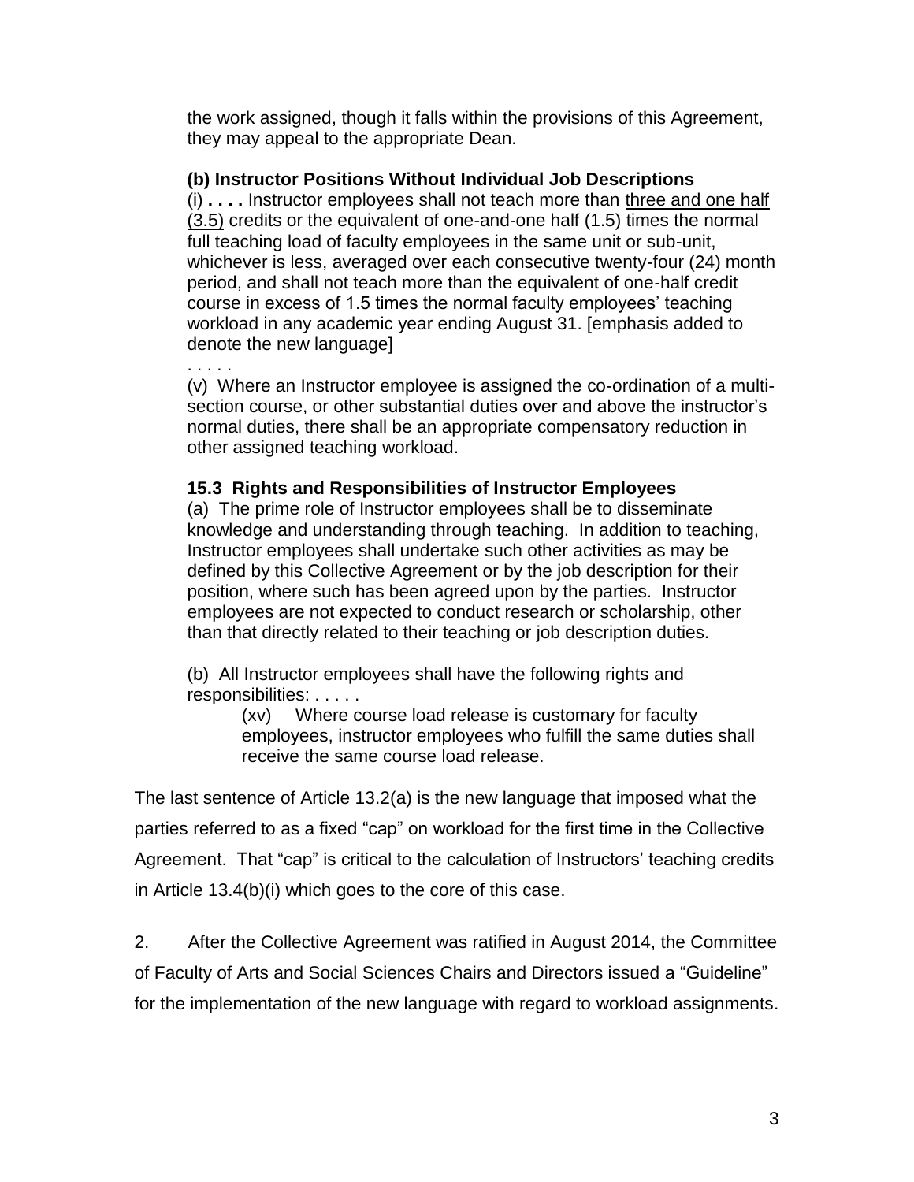the work assigned, though it falls within the provisions of this Agreement, they may appeal to the appropriate Dean.

**(b) Instructor Positions Without Individual Job Descriptions**

(i) **. . . .** Instructor employees shall not teach more than <u>three and one half (3.5)</u> credits or the equivalent of one-and-one half (1.5) times the normal full teaching load of faculty employees in the same unit or sub-unit, whichever is less, averaged over each consecutive twenty-four (24) month period, and shall not teach more than the equivalent of one-half credit course in excess of 1.5 times the normal faculty employees' teaching workload in any academic year ending August 31. [emphasis added to denote the new language]

. . . . .

(v) Where an Instructor employee is assigned the co-ordination of a multi-section course, or other substantial duties over and above the instructor's normal duties, there shall be an appropriate compensatory reduction in other assigned teaching workload.

**15.3 Rights and Responsibilities of Instructor Employees**

(a) The prime role of Instructor employees shall be to disseminate knowledge and understanding through teaching. In addition to teaching, Instructor employees shall undertake such other activities as may be defined by this Collective Agreement or by the job description for their position, where such has been agreed upon by the parties. Instructor employees are not expected to conduct research or scholarship, other than that directly related to their teaching or job description duties.

(b) All Instructor employees shall have the following rights and responsibilities: . . . . .

(xv) Where course load release is customary for faculty employees, instructor employees who fulfill the same duties shall receive the same course load release.

The last sentence of Article 13.2(a) is the new language that imposed what the parties referred to as a fixed "cap" on workload for the first time in the Collective Agreement. That "cap" is critical to the calculation of Instructors' teaching credits in Article 13.4(b)(i) which goes to the core of this case.

2. After the Collective Agreement was ratified in August 2014, the Committee of Faculty of Arts and Social Sciences Chairs and Directors issued a "Guideline" for the implementation of the new language with regard to workload assignments.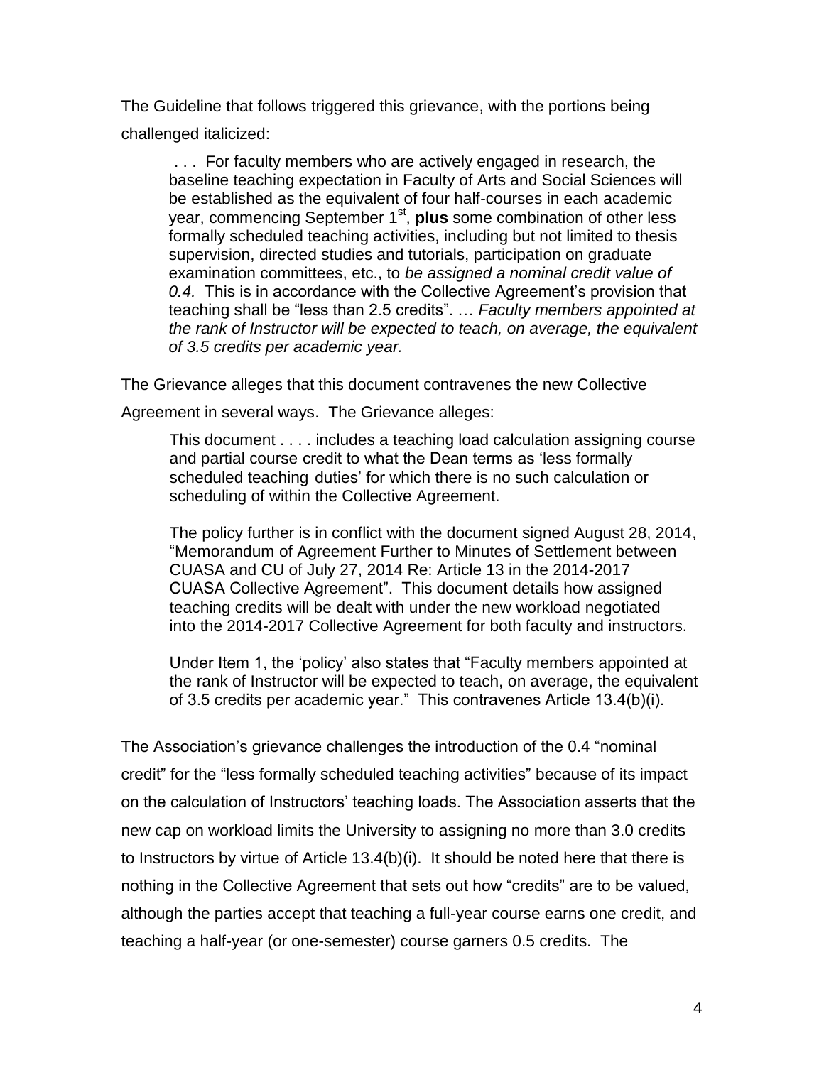The Guideline that follows triggered this grievance, with the portions being challenged italicized:

> . . . For faculty members who are actively engaged in research, the baseline teaching expectation in Faculty of Arts and Social Sciences will be established as the equivalent of four half-courses in each academic year, commencing September 1st, **plus** some combination of other less formally scheduled teaching activities, including but not limited to thesis supervision, directed studies and tutorials, participation on graduate examination committees, etc., to *be assigned a nominal credit value of 0.4.* This is in accordance with the Collective Agreement's provision that teaching shall be "less than 2.5 credits". … *Faculty members appointed at the rank of Instructor will be expected to teach, on average, the equivalent of 3.5 credits per academic year.*

The Grievance alleges that this document contravenes the new Collective Agreement in several ways. The Grievance alleges:

> This document . . . . includes a teaching load calculation assigning course and partial course credit to what the Dean terms as 'less formally scheduled teaching duties' for which there is no such calculation or scheduling of within the Collective Agreement.
>
> The policy further is in conflict with the document signed August 28, 2014, "Memorandum of Agreement Further to Minutes of Settlement between CUASA and CU of July 27, 2014 Re: Article 13 in the 2014-2017 CUASA Collective Agreement". This document details how assigned teaching credits will be dealt with under the new workload negotiated into the 2014-2017 Collective Agreement for both faculty and instructors.
>
> Under Item 1, the 'policy' also states that "Faculty members appointed at the rank of Instructor will be expected to teach, on average, the equivalent of 3.5 credits per academic year." This contravenes Article 13.4(b)(i).

The Association's grievance challenges the introduction of the 0.4 "nominal credit" for the "less formally scheduled teaching activities" because of its impact on the calculation of Instructors' teaching loads. The Association asserts that the new cap on workload limits the University to assigning no more than 3.0 credits to Instructors by virtue of Article 13.4(b)(i). It should be noted here that there is nothing in the Collective Agreement that sets out how "credits" are to be valued, although the parties accept that teaching a full-year course earns one credit, and teaching a half-year (or one-semester) course garners 0.5 credits. The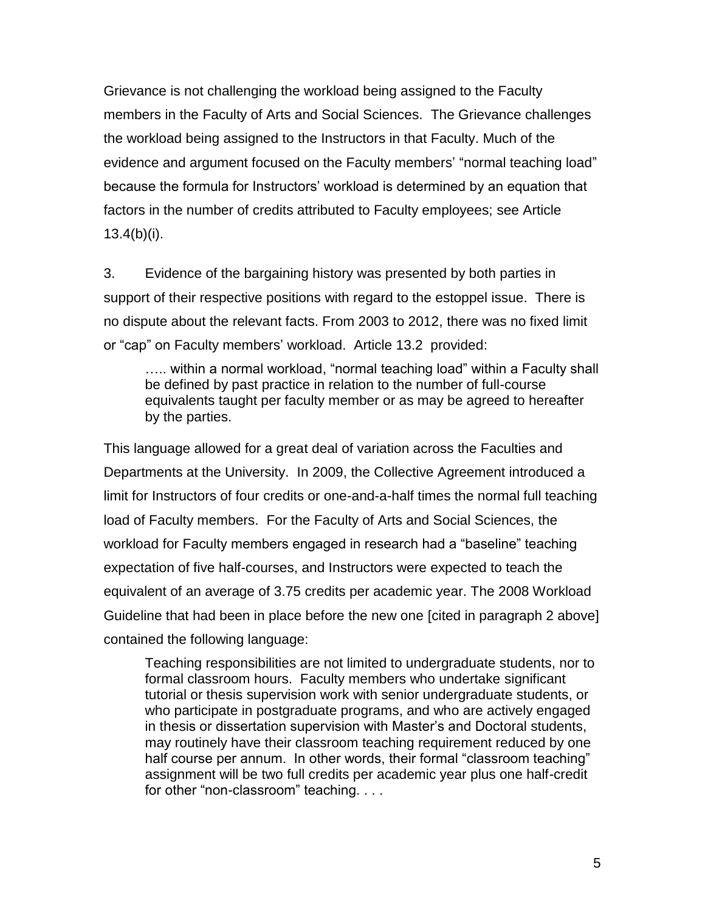Grievance is not challenging the workload being assigned to the Faculty members in the Faculty of Arts and Social Sciences. The Grievance challenges the workload being assigned to the Instructors in that Faculty. Much of the evidence and argument focused on the Faculty members' "normal teaching load" because the formula for Instructors' workload is determined by an equation that factors in the number of credits attributed to Faculty employees; see Article 13.4(b)(i).

3. Evidence of the bargaining history was presented by both parties in support of their respective positions with regard to the estoppel issue. There is no dispute about the relevant facts. From 2003 to 2012, there was no fixed limit or "cap" on Faculty members' workload. Article 13.2 provided:

> ….. within a normal workload, "normal teaching load" within a Faculty shall be defined by past practice in relation to the number of full-course equivalents taught per faculty member or as may be agreed to hereafter by the parties.

This language allowed for a great deal of variation across the Faculties and Departments at the University. In 2009, the Collective Agreement introduced a limit for Instructors of four credits or one-and-a-half times the normal full teaching load of Faculty members. For the Faculty of Arts and Social Sciences, the workload for Faculty members engaged in research had a "baseline" teaching expectation of five half-courses, and Instructors were expected to teach the equivalent of an average of 3.75 credits per academic year. The 2008 Workload Guideline that had been in place before the new one [cited in paragraph 2 above] contained the following language:

> Teaching responsibilities are not limited to undergraduate students, nor to formal classroom hours. Faculty members who undertake significant tutorial or thesis supervision work with senior undergraduate students, or who participate in postgraduate programs, and who are actively engaged in thesis or dissertation supervision with Master's and Doctoral students, may routinely have their classroom teaching requirement reduced by one half course per annum. In other words, their formal "classroom teaching" assignment will be two full credits per academic year plus one half-credit for other "non-classroom" teaching. . . .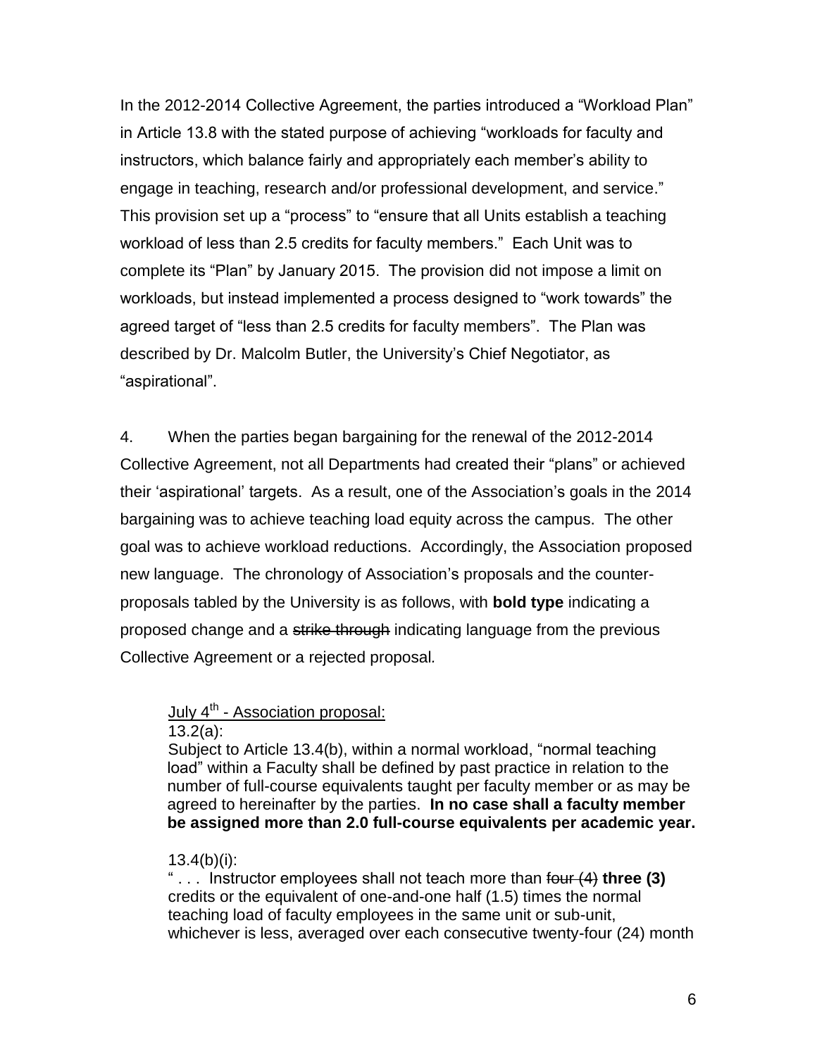In the 2012-2014 Collective Agreement, the parties introduced a "Workload Plan" in Article 13.8 with the stated purpose of achieving "workloads for faculty and instructors, which balance fairly and appropriately each member's ability to engage in teaching, research and/or professional development, and service." This provision set up a "process" to "ensure that all Units establish a teaching workload of less than 2.5 credits for faculty members." Each Unit was to complete its "Plan" by January 2015. The provision did not impose a limit on workloads, but instead implemented a process designed to "work towards" the agreed target of "less than 2.5 credits for faculty members". The Plan was described by Dr. Malcolm Butler, the University's Chief Negotiator, as "aspirational".

4. When the parties began bargaining for the renewal of the 2012-2014 Collective Agreement, not all Departments had created their "plans" or achieved their 'aspirational' targets. As a result, one of the Association's goals in the 2014 bargaining was to achieve teaching load equity across the campus. The other goal was to achieve workload reductions. Accordingly, the Association proposed new language. The chronology of Association's proposals and the counter-proposals tabled by the University is as follows, with **bold type** indicating a proposed change and a ~~strike through~~ indicating language from the previous Collective Agreement or a rejected proposal.

> <u>July 4th - Association proposal:</u>
>
> 13.2(a):
>
> Subject to Article 13.4(b), within a normal workload, "normal teaching load" within a Faculty shall be defined by past practice in relation to the number of full-course equivalents taught per faculty member or as may be agreed to hereinafter by the parties. **In no case shall a faculty member be assigned more than 2.0 full-course equivalents per academic year.**
>
> 13.4(b)(i):
>
> " . . . Instructor employees shall not teach more than ~~four (4)~~ **three (3)** credits or the equivalent of one-and-one half (1.5) times the normal teaching load of faculty employees in the same unit or sub-unit, whichever is less, averaged over each consecutive twenty-four (24) month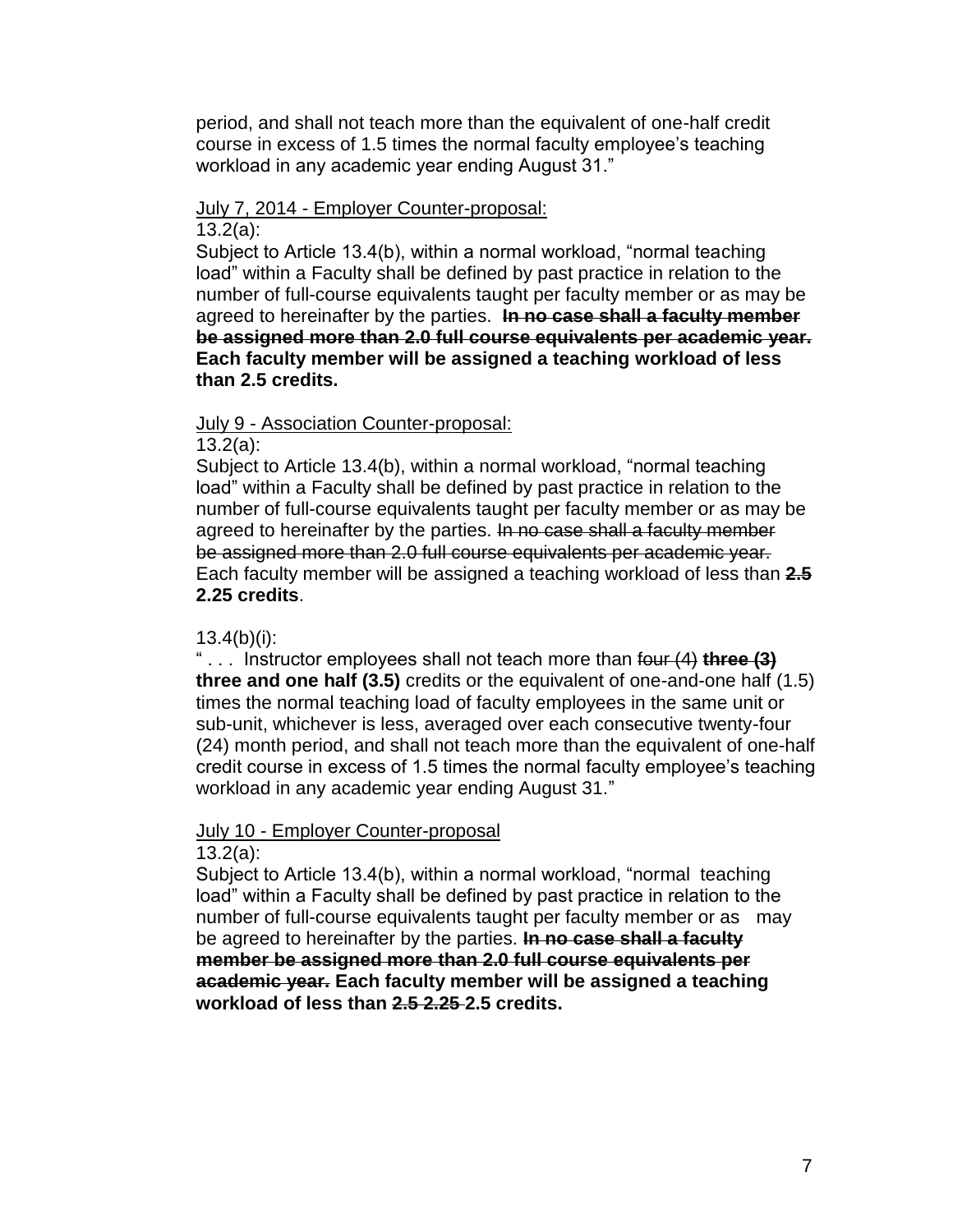period, and shall not teach more than the equivalent of one-half credit course in excess of 1.5 times the normal faculty employee's teaching workload in any academic year ending August 31."

July 7, 2014 - Employer Counter-proposal:

13.2(a):

Subject to Article 13.4(b), within a normal workload, "normal teaching load" within a Faculty shall be defined by past practice in relation to the number of full-course equivalents taught per faculty member or as may be agreed to hereinafter by the parties. **~~In no case shall a faculty member be assigned more than 2.0 full course equivalents per academic year.~~ Each faculty member will be assigned a teaching workload of less than 2.5 credits.**

July 9 - Association Counter-proposal:

13.2(a):

Subject to Article 13.4(b), within a normal workload, "normal teaching load" within a Faculty shall be defined by past practice in relation to the number of full-course equivalents taught per faculty member or as may be agreed to hereinafter by the parties. ~~In no case shall a faculty member be assigned more than 2.0 full course equivalents per academic year.~~ Each faculty member will be assigned a teaching workload of less than **~~2.5~~ 2.25 credits**.

13.4(b)(i):

" . . . Instructor employees shall not teach more than ~~four (4)~~ **~~three (3)~~ three and one half (3.5)** credits or the equivalent of one-and-one half (1.5) times the normal teaching load of faculty employees in the same unit or sub-unit, whichever is less, averaged over each consecutive twenty-four (24) month period, and shall not teach more than the equivalent of one-half credit course in excess of 1.5 times the normal faculty employee's teaching workload in any academic year ending August 31."

July 10 - Employer Counter-proposal

13.2(a):

Subject to Article 13.4(b), within a normal workload, "normal teaching load" within a Faculty shall be defined by past practice in relation to the number of full-course equivalents taught per faculty member or as may be agreed to hereinafter by the parties. **~~In no case shall a faculty member be assigned more than 2.0 full course equivalents per academic year.~~ Each faculty member will be assigned a teaching workload of less than ~~2.5 2.25~~ 2.5 credits.**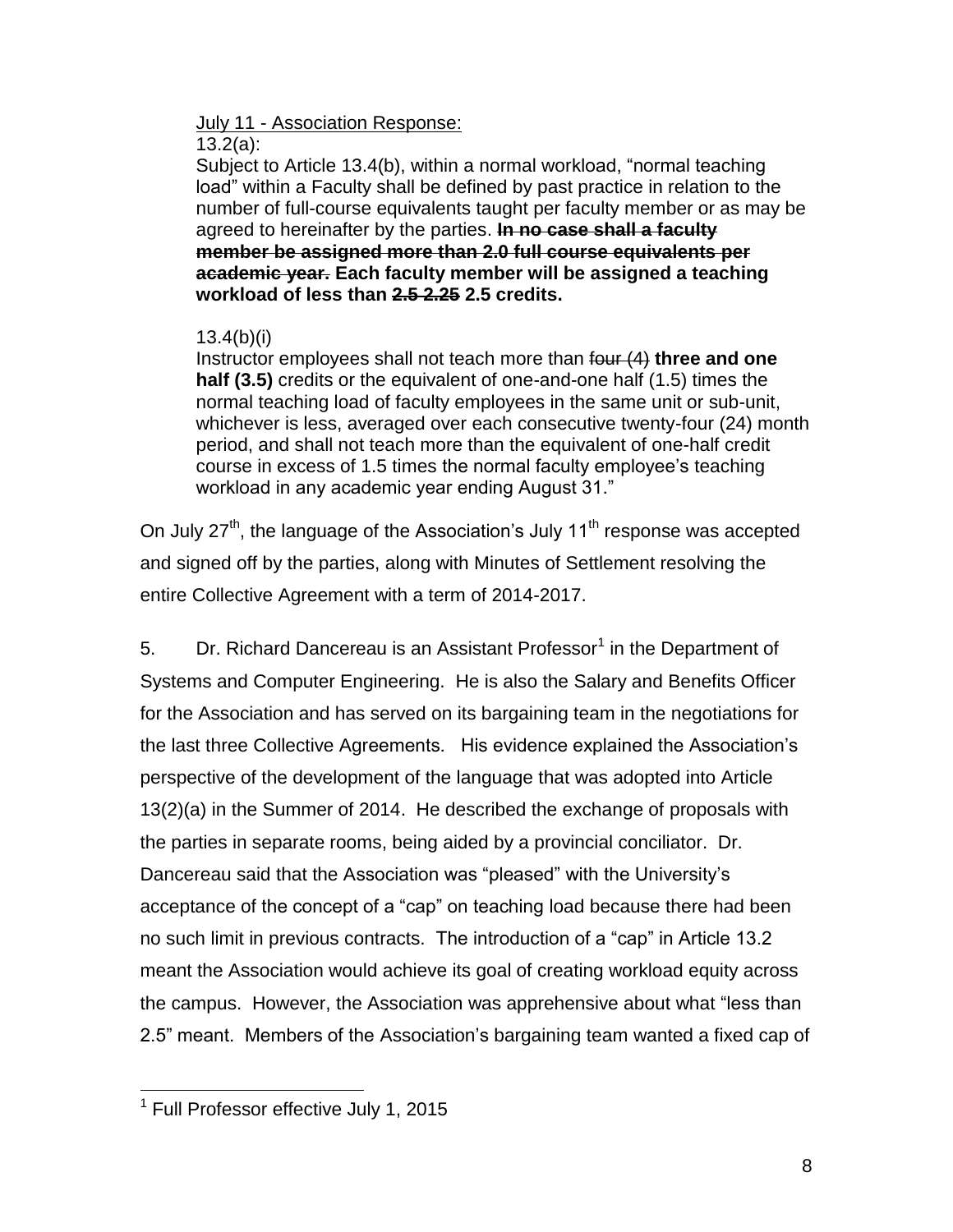July 11 - Association Response:

13.2(a):

Subject to Article 13.4(b), within a normal workload, "normal teaching load" within a Faculty shall be defined by past practice in relation to the number of full-course equivalents taught per faculty member or as may be agreed to hereinafter by the parties. **~~In no case shall a faculty member be assigned more than 2.0 full course equivalents per academic year.~~ Each faculty member will be assigned a teaching workload of less than ~~2.5 2.25~~ 2.5 credits.**

13.4(b)(i)

Instructor employees shall not teach more than ~~four (4)~~ **three and one half (3.5)** credits or the equivalent of one-and-one half (1.5) times the normal teaching load of faculty employees in the same unit or sub-unit, whichever is less, averaged over each consecutive twenty-four (24) month period, and shall not teach more than the equivalent of one-half credit course in excess of 1.5 times the normal faculty employee's teaching workload in any academic year ending August 31."

On July 27th, the language of the Association's July 11th response was accepted and signed off by the parties, along with Minutes of Settlement resolving the entire Collective Agreement with a term of 2014-2017.

5. Dr. Richard Dancereau is an Assistant Professor[1] in the Department of Systems and Computer Engineering. He is also the Salary and Benefits Officer for the Association and has served on its bargaining team in the negotiations for the last three Collective Agreements. His evidence explained the Association's perspective of the development of the language that was adopted into Article 13(2)(a) in the Summer of 2014. He described the exchange of proposals with the parties in separate rooms, being aided by a provincial conciliator. Dr. Dancereau said that the Association was "pleased" with the University's acceptance of the concept of a "cap" on teaching load because there had been no such limit in previous contracts. The introduction of a "cap" in Article 13.2 meant the Association would achieve its goal of creating workload equity across the campus. However, the Association was apprehensive about what "less than 2.5" meant. Members of the Association's bargaining team wanted a fixed cap of

[1] Full Professor effective July 1, 2015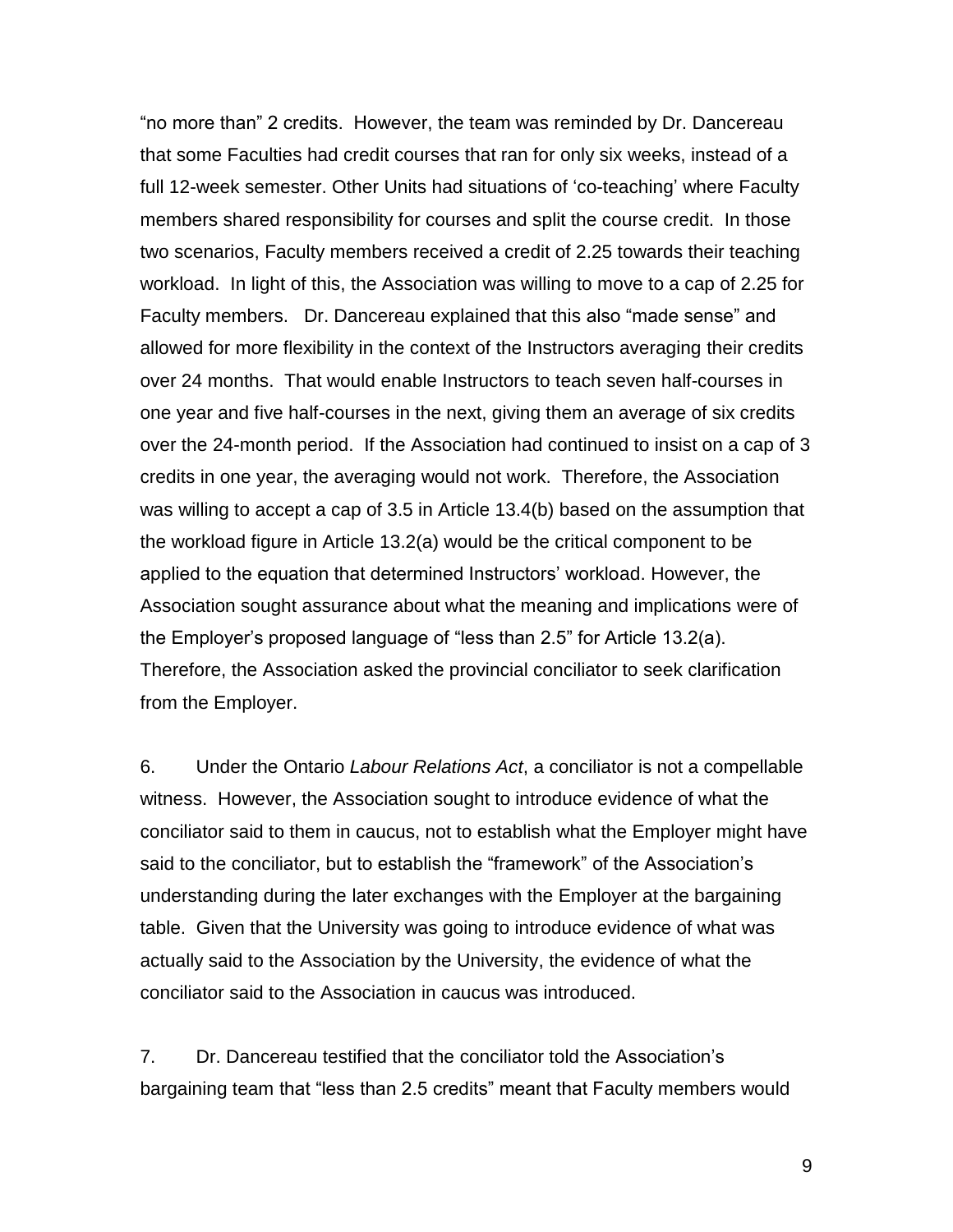"no more than" 2 credits. However, the team was reminded by Dr. Dancereau that some Faculties had credit courses that ran for only six weeks, instead of a full 12-week semester. Other Units had situations of 'co-teaching' where Faculty members shared responsibility for courses and split the course credit. In those two scenarios, Faculty members received a credit of 2.25 towards their teaching workload. In light of this, the Association was willing to move to a cap of 2.25 for Faculty members. Dr. Dancereau explained that this also "made sense" and allowed for more flexibility in the context of the Instructors averaging their credits over 24 months. That would enable Instructors to teach seven half-courses in one year and five half-courses in the next, giving them an average of six credits over the 24-month period. If the Association had continued to insist on a cap of 3 credits in one year, the averaging would not work. Therefore, the Association was willing to accept a cap of 3.5 in Article 13.4(b) based on the assumption that the workload figure in Article 13.2(a) would be the critical component to be applied to the equation that determined Instructors' workload. However, the Association sought assurance about what the meaning and implications were of the Employer's proposed language of "less than 2.5" for Article 13.2(a). Therefore, the Association asked the provincial conciliator to seek clarification from the Employer.

6. Under the Ontario *Labour Relations Act*, a conciliator is not a compellable witness. However, the Association sought to introduce evidence of what the conciliator said to them in caucus, not to establish what the Employer might have said to the conciliator, but to establish the "framework" of the Association's understanding during the later exchanges with the Employer at the bargaining table. Given that the University was going to introduce evidence of what was actually said to the Association by the University, the evidence of what the conciliator said to the Association in caucus was introduced.

7. Dr. Dancereau testified that the conciliator told the Association's bargaining team that "less than 2.5 credits" meant that Faculty members would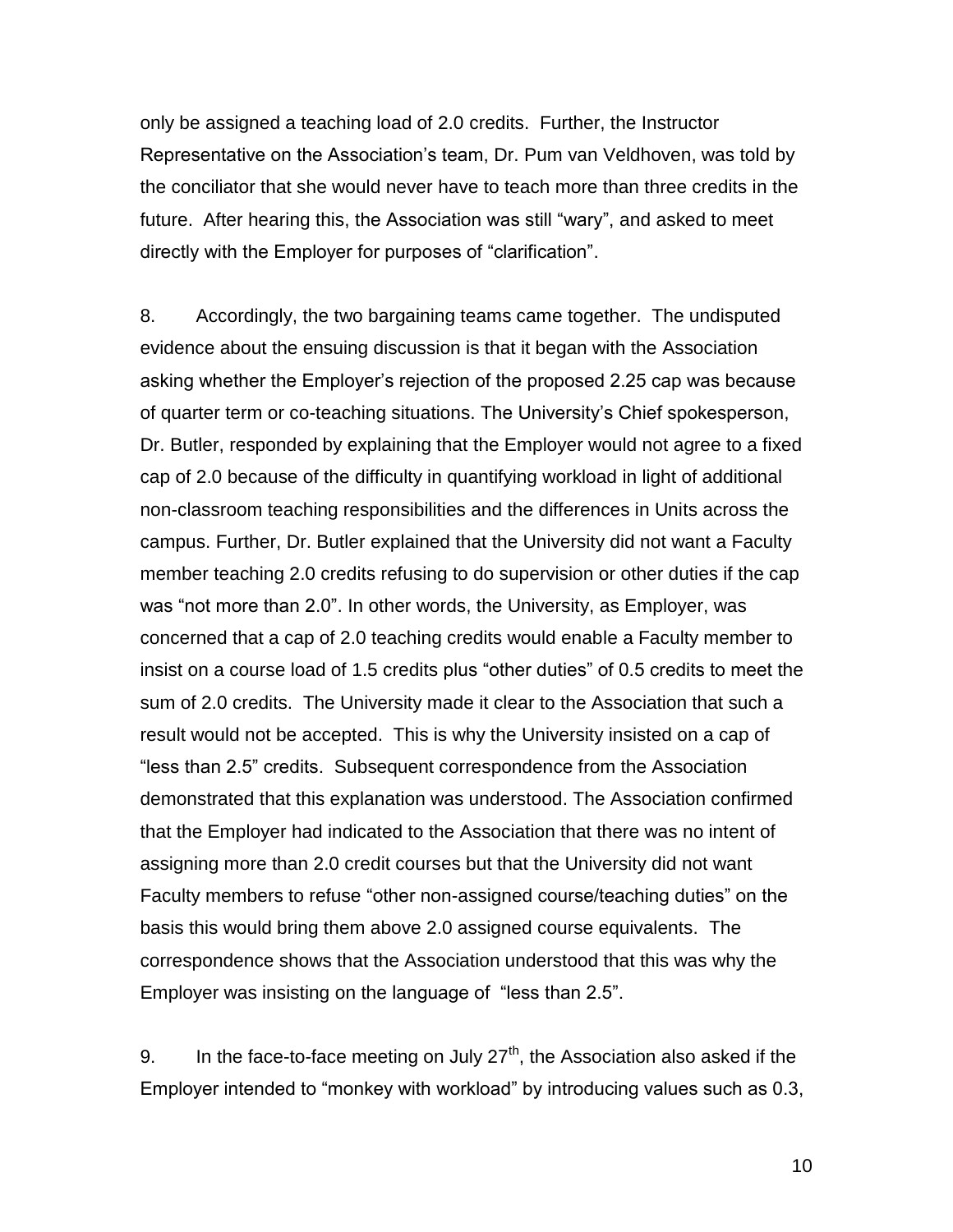only be assigned a teaching load of 2.0 credits. Further, the Instructor Representative on the Association's team, Dr. Pum van Veldhoven, was told by the conciliator that she would never have to teach more than three credits in the future. After hearing this, the Association was still "wary", and asked to meet directly with the Employer for purposes of "clarification".

8. Accordingly, the two bargaining teams came together. The undisputed evidence about the ensuing discussion is that it began with the Association asking whether the Employer's rejection of the proposed 2.25 cap was because of quarter term or co-teaching situations. The University's Chief spokesperson, Dr. Butler, responded by explaining that the Employer would not agree to a fixed cap of 2.0 because of the difficulty in quantifying workload in light of additional non-classroom teaching responsibilities and the differences in Units across the campus. Further, Dr. Butler explained that the University did not want a Faculty member teaching 2.0 credits refusing to do supervision or other duties if the cap was "not more than 2.0". In other words, the University, as Employer, was concerned that a cap of 2.0 teaching credits would enable a Faculty member to insist on a course load of 1.5 credits plus "other duties" of 0.5 credits to meet the sum of 2.0 credits. The University made it clear to the Association that such a result would not be accepted. This is why the University insisted on a cap of "less than 2.5" credits. Subsequent correspondence from the Association demonstrated that this explanation was understood. The Association confirmed that the Employer had indicated to the Association that there was no intent of assigning more than 2.0 credit courses but that the University did not want Faculty members to refuse "other non-assigned course/teaching duties" on the basis this would bring them above 2.0 assigned course equivalents. The correspondence shows that the Association understood that this was why the Employer was insisting on the language of "less than 2.5".

9. In the face-to-face meeting on July 27th, the Association also asked if the Employer intended to "monkey with workload" by introducing values such as 0.3,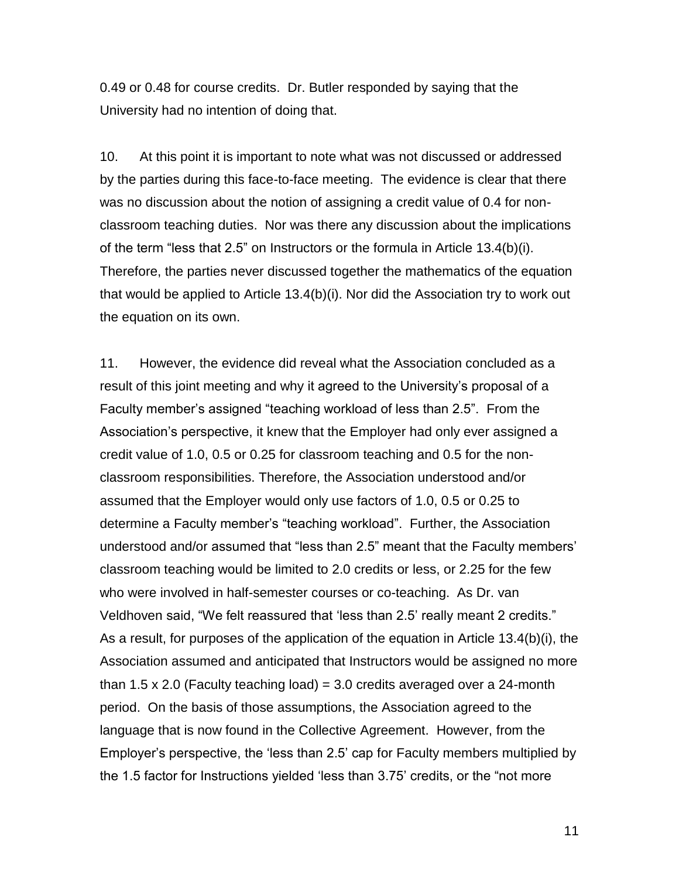0.49 or 0.48 for course credits. Dr. Butler responded by saying that the University had no intention of doing that.

10. At this point it is important to note what was not discussed or addressed by the parties during this face-to-face meeting. The evidence is clear that there was no discussion about the notion of assigning a credit value of 0.4 for non-classroom teaching duties. Nor was there any discussion about the implications of the term "less that 2.5" on Instructors or the formula in Article 13.4(b)(i). Therefore, the parties never discussed together the mathematics of the equation that would be applied to Article 13.4(b)(i). Nor did the Association try to work out the equation on its own.

11. However, the evidence did reveal what the Association concluded as a result of this joint meeting and why it agreed to the University's proposal of a Faculty member's assigned "teaching workload of less than 2.5". From the Association's perspective, it knew that the Employer had only ever assigned a credit value of 1.0, 0.5 or 0.25 for classroom teaching and 0.5 for the non-classroom responsibilities. Therefore, the Association understood and/or assumed that the Employer would only use factors of 1.0, 0.5 or 0.25 to determine a Faculty member's "teaching workload". Further, the Association understood and/or assumed that "less than 2.5" meant that the Faculty members' classroom teaching would be limited to 2.0 credits or less, or 2.25 for the few who were involved in half-semester courses or co-teaching. As Dr. van Veldhoven said, "We felt reassured that 'less than 2.5' really meant 2 credits." As a result, for purposes of the application of the equation in Article 13.4(b)(i), the Association assumed and anticipated that Instructors would be assigned no more than 1.5 x 2.0 (Faculty teaching load) = 3.0 credits averaged over a 24-month period. On the basis of those assumptions, the Association agreed to the language that is now found in the Collective Agreement. However, from the Employer's perspective, the 'less than 2.5' cap for Faculty members multiplied by the 1.5 factor for Instructions yielded 'less than 3.75' credits, or the "not more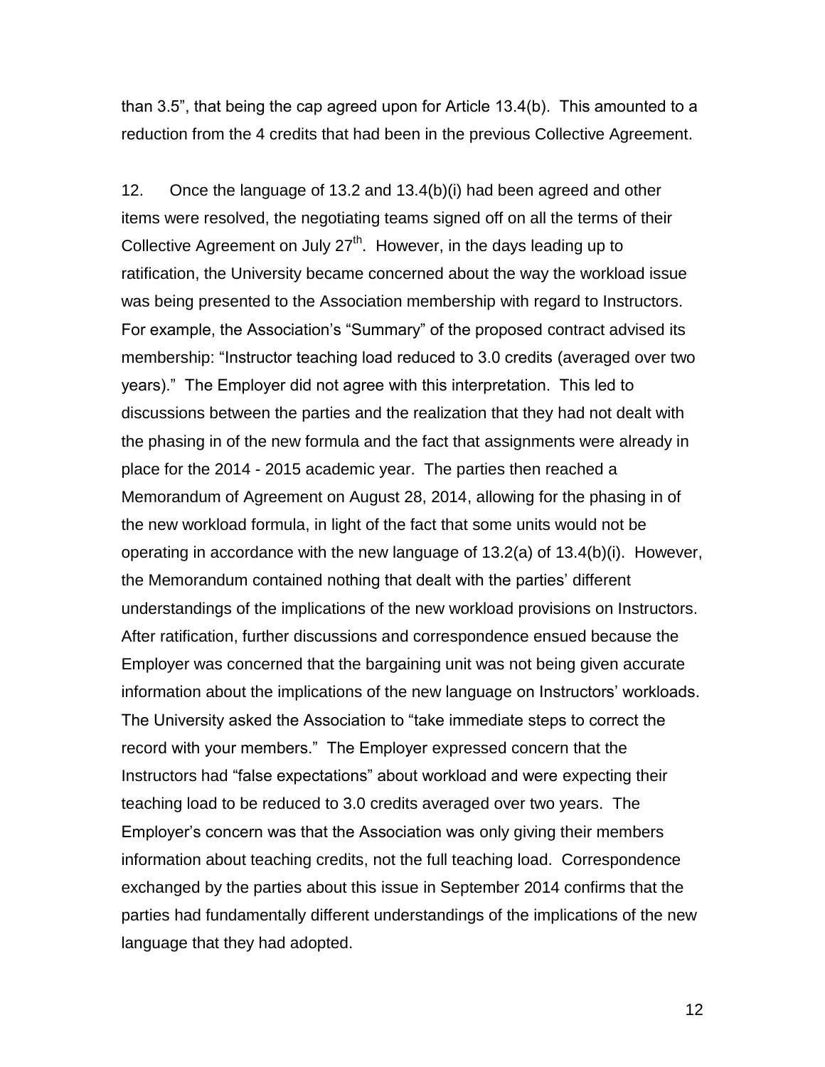than 3.5", that being the cap agreed upon for Article 13.4(b). This amounted to a reduction from the 4 credits that had been in the previous Collective Agreement.

12. Once the language of 13.2 and 13.4(b)(i) had been agreed and other items were resolved, the negotiating teams signed off on all the terms of their Collective Agreement on July 27th. However, in the days leading up to ratification, the University became concerned about the way the workload issue was being presented to the Association membership with regard to Instructors. For example, the Association's "Summary" of the proposed contract advised its membership: "Instructor teaching load reduced to 3.0 credits (averaged over two years)." The Employer did not agree with this interpretation. This led to discussions between the parties and the realization that they had not dealt with the phasing in of the new formula and the fact that assignments were already in place for the 2014 - 2015 academic year. The parties then reached a Memorandum of Agreement on August 28, 2014, allowing for the phasing in of the new workload formula, in light of the fact that some units would not be operating in accordance with the new language of 13.2(a) of 13.4(b)(i). However, the Memorandum contained nothing that dealt with the parties' different understandings of the implications of the new workload provisions on Instructors. After ratification, further discussions and correspondence ensued because the Employer was concerned that the bargaining unit was not being given accurate information about the implications of the new language on Instructors' workloads. The University asked the Association to "take immediate steps to correct the record with your members." The Employer expressed concern that the Instructors had "false expectations" about workload and were expecting their teaching load to be reduced to 3.0 credits averaged over two years. The Employer's concern was that the Association was only giving their members information about teaching credits, not the full teaching load. Correspondence exchanged by the parties about this issue in September 2014 confirms that the parties had fundamentally different understandings of the implications of the new language that they had adopted.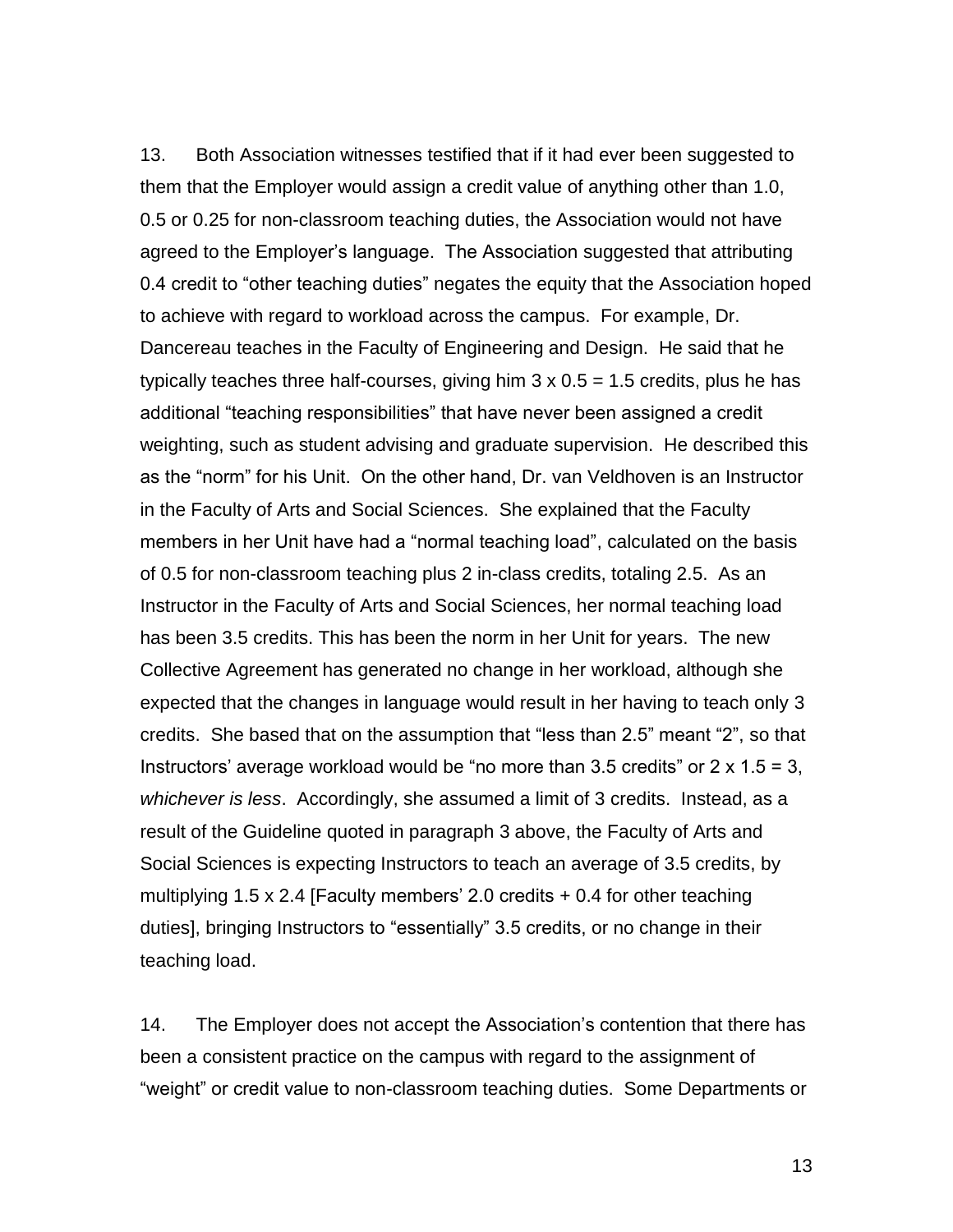13. Both Association witnesses testified that if it had ever been suggested to them that the Employer would assign a credit value of anything other than 1.0, 0.5 or 0.25 for non-classroom teaching duties, the Association would not have agreed to the Employer's language. The Association suggested that attributing 0.4 credit to "other teaching duties" negates the equity that the Association hoped to achieve with regard to workload across the campus. For example, Dr. Dancereau teaches in the Faculty of Engineering and Design. He said that he typically teaches three half-courses, giving him 3 x 0.5 = 1.5 credits, plus he has additional "teaching responsibilities" that have never been assigned a credit weighting, such as student advising and graduate supervision. He described this as the "norm" for his Unit. On the other hand, Dr. van Veldhoven is an Instructor in the Faculty of Arts and Social Sciences. She explained that the Faculty members in her Unit have had a "normal teaching load", calculated on the basis of 0.5 for non-classroom teaching plus 2 in-class credits, totaling 2.5. As an Instructor in the Faculty of Arts and Social Sciences, her normal teaching load has been 3.5 credits. This has been the norm in her Unit for years. The new Collective Agreement has generated no change in her workload, although she expected that the changes in language would result in her having to teach only 3 credits. She based that on the assumption that "less than 2.5" meant "2", so that Instructors' average workload would be "no more than 3.5 credits" or 2 x 1.5 = 3, *whichever is less*. Accordingly, she assumed a limit of 3 credits. Instead, as a result of the Guideline quoted in paragraph 3 above, the Faculty of Arts and Social Sciences is expecting Instructors to teach an average of 3.5 credits, by multiplying 1.5 x 2.4 [Faculty members' 2.0 credits + 0.4 for other teaching duties], bringing Instructors to "essentially" 3.5 credits, or no change in their teaching load.

14. The Employer does not accept the Association's contention that there has been a consistent practice on the campus with regard to the assignment of "weight" or credit value to non-classroom teaching duties. Some Departments or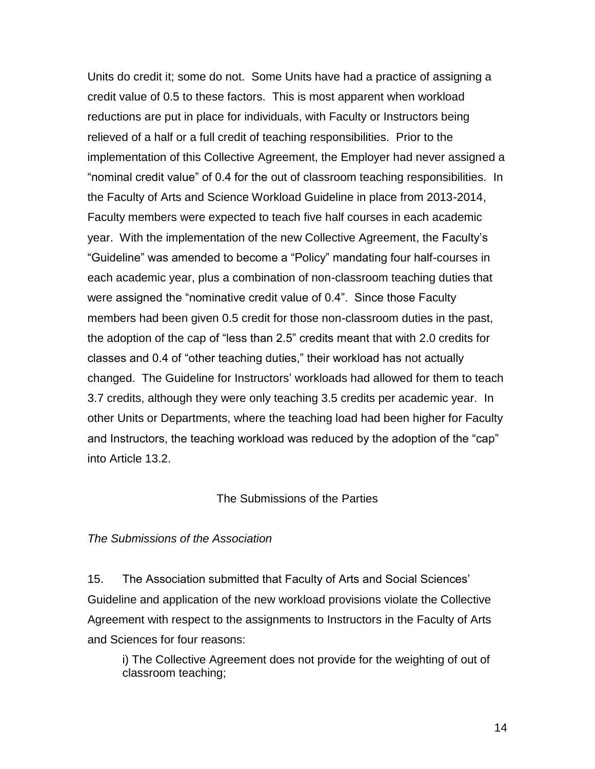Units do credit it; some do not. Some Units have had a practice of assigning a credit value of 0.5 to these factors. This is most apparent when workload reductions are put in place for individuals, with Faculty or Instructors being relieved of a half or a full credit of teaching responsibilities. Prior to the implementation of this Collective Agreement, the Employer had never assigned a "nominal credit value" of 0.4 for the out of classroom teaching responsibilities. In the Faculty of Arts and Science Workload Guideline in place from 2013-2014, Faculty members were expected to teach five half courses in each academic year. With the implementation of the new Collective Agreement, the Faculty's "Guideline" was amended to become a "Policy" mandating four half-courses in each academic year, plus a combination of non-classroom teaching duties that were assigned the "nominative credit value of 0.4". Since those Faculty members had been given 0.5 credit for those non-classroom duties in the past, the adoption of the cap of "less than 2.5" credits meant that with 2.0 credits for classes and 0.4 of "other teaching duties," their workload has not actually changed. The Guideline for Instructors' workloads had allowed for them to teach 3.7 credits, although they were only teaching 3.5 credits per academic year. In other Units or Departments, where the teaching load had been higher for Faculty and Instructors, the teaching workload was reduced by the adoption of the "cap" into Article 13.2.

## The Submissions of the Parties

### *The Submissions of the Association*

15. The Association submitted that Faculty of Arts and Social Sciences' Guideline and application of the new workload provisions violate the Collective Agreement with respect to the assignments to Instructors in the Faculty of Arts and Sciences for four reasons:

> i) The Collective Agreement does not provide for the weighting of out of classroom teaching;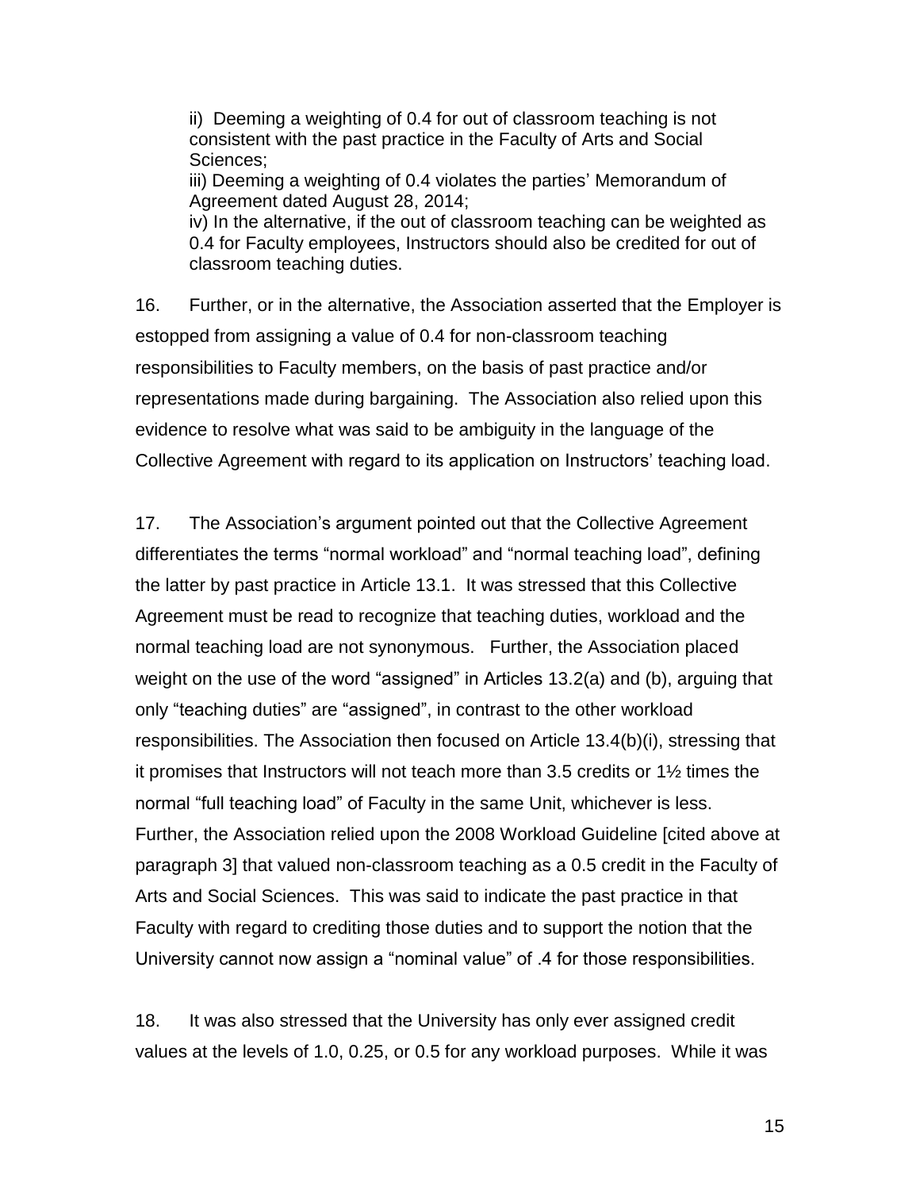ii) Deeming a weighting of 0.4 for out of classroom teaching is not consistent with the past practice in the Faculty of Arts and Social Sciences;
iii) Deeming a weighting of 0.4 violates the parties' Memorandum of Agreement dated August 28, 2014;
iv) In the alternative, if the out of classroom teaching can be weighted as 0.4 for Faculty employees, Instructors should also be credited for out of classroom teaching duties.

16. Further, or in the alternative, the Association asserted that the Employer is estopped from assigning a value of 0.4 for non-classroom teaching responsibilities to Faculty members, on the basis of past practice and/or representations made during bargaining. The Association also relied upon this evidence to resolve what was said to be ambiguity in the language of the Collective Agreement with regard to its application on Instructors' teaching load.

17. The Association's argument pointed out that the Collective Agreement differentiates the terms "normal workload" and "normal teaching load", defining the latter by past practice in Article 13.1. It was stressed that this Collective Agreement must be read to recognize that teaching duties, workload and the normal teaching load are not synonymous. Further, the Association placed weight on the use of the word "assigned" in Articles 13.2(a) and (b), arguing that only "teaching duties" are "assigned", in contrast to the other workload responsibilities. The Association then focused on Article 13.4(b)(i), stressing that it promises that Instructors will not teach more than 3.5 credits or 1½ times the normal "full teaching load" of Faculty in the same Unit, whichever is less. Further, the Association relied upon the 2008 Workload Guideline [cited above at paragraph 3] that valued non-classroom teaching as a 0.5 credit in the Faculty of Arts and Social Sciences. This was said to indicate the past practice in that Faculty with regard to crediting those duties and to support the notion that the University cannot now assign a "nominal value" of .4 for those responsibilities.

18. It was also stressed that the University has only ever assigned credit values at the levels of 1.0, 0.25, or 0.5 for any workload purposes. While it was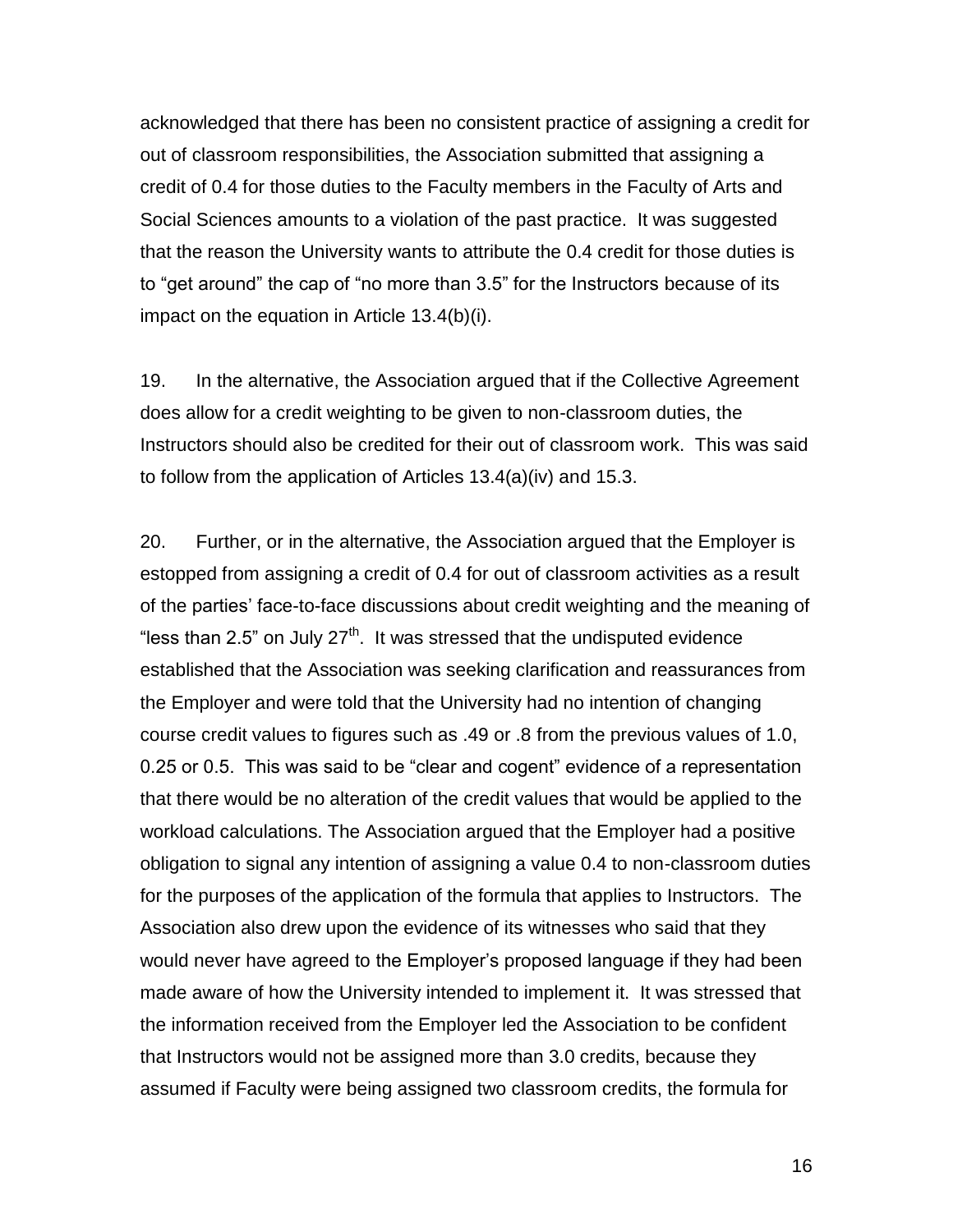acknowledged that there has been no consistent practice of assigning a credit for out of classroom responsibilities, the Association submitted that assigning a credit of 0.4 for those duties to the Faculty members in the Faculty of Arts and Social Sciences amounts to a violation of the past practice. It was suggested that the reason the University wants to attribute the 0.4 credit for those duties is to "get around" the cap of "no more than 3.5" for the Instructors because of its impact on the equation in Article 13.4(b)(i).

19. In the alternative, the Association argued that if the Collective Agreement does allow for a credit weighting to be given to non-classroom duties, the Instructors should also be credited for their out of classroom work. This was said to follow from the application of Articles 13.4(a)(iv) and 15.3.

20. Further, or in the alternative, the Association argued that the Employer is estopped from assigning a credit of 0.4 for out of classroom activities as a result of the parties' face-to-face discussions about credit weighting and the meaning of "less than 2.5" on July 27th. It was stressed that the undisputed evidence established that the Association was seeking clarification and reassurances from the Employer and were told that the University had no intention of changing course credit values to figures such as .49 or .8 from the previous values of 1.0, 0.25 or 0.5. This was said to be "clear and cogent" evidence of a representation that there would be no alteration of the credit values that would be applied to the workload calculations. The Association argued that the Employer had a positive obligation to signal any intention of assigning a value 0.4 to non-classroom duties for the purposes of the application of the formula that applies to Instructors. The Association also drew upon the evidence of its witnesses who said that they would never have agreed to the Employer's proposed language if they had been made aware of how the University intended to implement it. It was stressed that the information received from the Employer led the Association to be confident that Instructors would not be assigned more than 3.0 credits, because they assumed if Faculty were being assigned two classroom credits, the formula for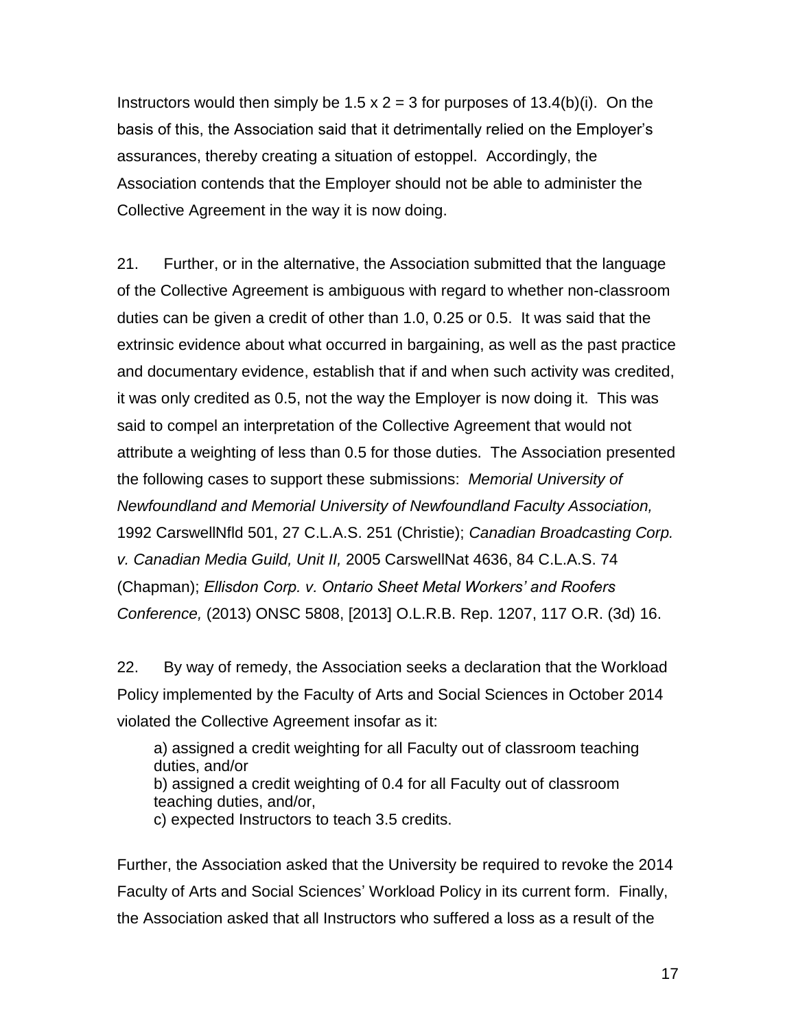Instructors would then simply be 1.5 x 2 = 3 for purposes of 13.4(b)(i). On the basis of this, the Association said that it detrimentally relied on the Employer's assurances, thereby creating a situation of estoppel. Accordingly, the Association contends that the Employer should not be able to administer the Collective Agreement in the way it is now doing.

21. Further, or in the alternative, the Association submitted that the language of the Collective Agreement is ambiguous with regard to whether non-classroom duties can be given a credit of other than 1.0, 0.25 or 0.5. It was said that the extrinsic evidence about what occurred in bargaining, as well as the past practice and documentary evidence, establish that if and when such activity was credited, it was only credited as 0.5, not the way the Employer is now doing it. This was said to compel an interpretation of the Collective Agreement that would not attribute a weighting of less than 0.5 for those duties. The Association presented the following cases to support these submissions: *Memorial University of Newfoundland and Memorial University of Newfoundland Faculty Association,* 1992 CarswellNfld 501, 27 C.L.A.S. 251 (Christie); *Canadian Broadcasting Corp. v. Canadian Media Guild, Unit II,* 2005 CarswellNat 4636, 84 C.L.A.S. 74 (Chapman); *Ellisdon Corp. v. Ontario Sheet Metal Workers' and Roofers Conference,* (2013) ONSC 5808, [2013] O.L.R.B. Rep. 1207, 117 O.R. (3d) 16.

22. By way of remedy, the Association seeks a declaration that the Workload Policy implemented by the Faculty of Arts and Social Sciences in October 2014 violated the Collective Agreement insofar as it:

a) assigned a credit weighting for all Faculty out of classroom teaching duties, and/or
b) assigned a credit weighting of 0.4 for all Faculty out of classroom teaching duties, and/or,
c) expected Instructors to teach 3.5 credits.

Further, the Association asked that the University be required to revoke the 2014 Faculty of Arts and Social Sciences' Workload Policy in its current form. Finally, the Association asked that all Instructors who suffered a loss as a result of the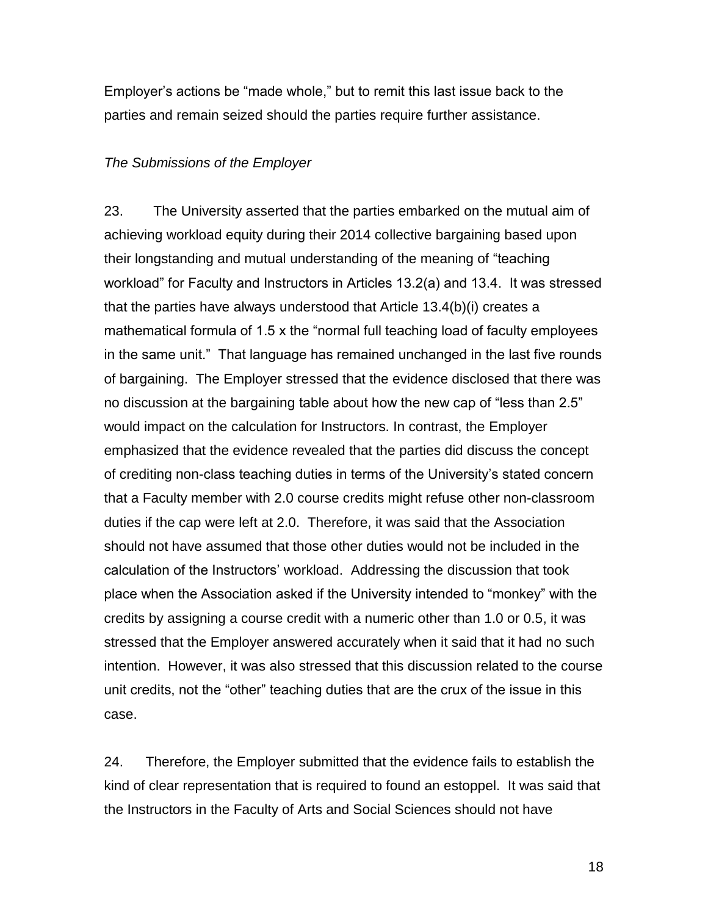Employer's actions be "made whole," but to remit this last issue back to the parties and remain seized should the parties require further assistance.

*The Submissions of the Employer*

23. The University asserted that the parties embarked on the mutual aim of achieving workload equity during their 2014 collective bargaining based upon their longstanding and mutual understanding of the meaning of "teaching workload" for Faculty and Instructors in Articles 13.2(a) and 13.4. It was stressed that the parties have always understood that Article 13.4(b)(i) creates a mathematical formula of 1.5 x the "normal full teaching load of faculty employees in the same unit." That language has remained unchanged in the last five rounds of bargaining. The Employer stressed that the evidence disclosed that there was no discussion at the bargaining table about how the new cap of "less than 2.5" would impact on the calculation for Instructors. In contrast, the Employer emphasized that the evidence revealed that the parties did discuss the concept of crediting non-class teaching duties in terms of the University's stated concern that a Faculty member with 2.0 course credits might refuse other non-classroom duties if the cap were left at 2.0. Therefore, it was said that the Association should not have assumed that those other duties would not be included in the calculation of the Instructors' workload. Addressing the discussion that took place when the Association asked if the University intended to "monkey" with the credits by assigning a course credit with a numeric other than 1.0 or 0.5, it was stressed that the Employer answered accurately when it said that it had no such intention. However, it was also stressed that this discussion related to the course unit credits, not the "other" teaching duties that are the crux of the issue in this case.

24. Therefore, the Employer submitted that the evidence fails to establish the kind of clear representation that is required to found an estoppel. It was said that the Instructors in the Faculty of Arts and Social Sciences should not have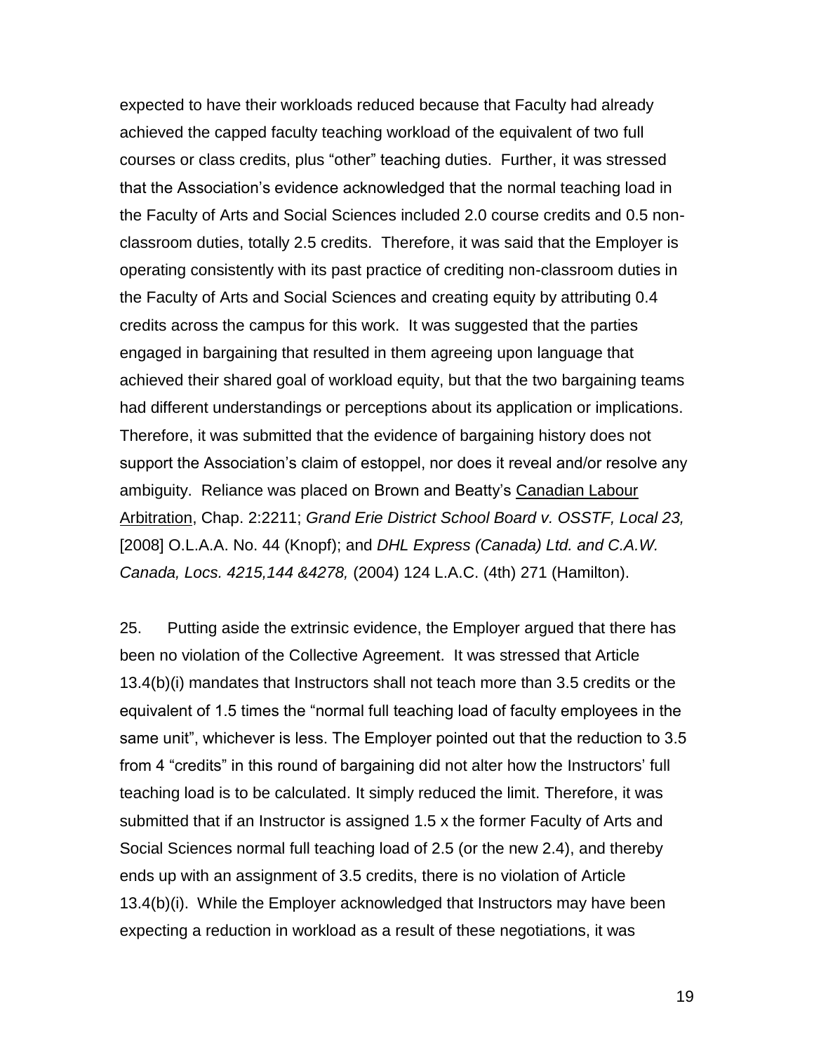expected to have their workloads reduced because that Faculty had already achieved the capped faculty teaching workload of the equivalent of two full courses or class credits, plus "other" teaching duties. Further, it was stressed that the Association's evidence acknowledged that the normal teaching load in the Faculty of Arts and Social Sciences included 2.0 course credits and 0.5 non-classroom duties, totally 2.5 credits. Therefore, it was said that the Employer is operating consistently with its past practice of crediting non-classroom duties in the Faculty of Arts and Social Sciences and creating equity by attributing 0.4 credits across the campus for this work. It was suggested that the parties engaged in bargaining that resulted in them agreeing upon language that achieved their shared goal of workload equity, but that the two bargaining teams had different understandings or perceptions about its application or implications. Therefore, it was submitted that the evidence of bargaining history does not support the Association's claim of estoppel, nor does it reveal and/or resolve any ambiguity. Reliance was placed on Brown and Beatty's Canadian Labour Arbitration, Chap. 2:2211; *Grand Erie District School Board v. OSSTF, Local 23,* [2008] O.L.A.A. No. 44 (Knopf); and *DHL Express (Canada) Ltd. and C.A.W. Canada, Locs. 4215,144 &4278,* (2004) 124 L.A.C. (4th) 271 (Hamilton).

25. Putting aside the extrinsic evidence, the Employer argued that there has been no violation of the Collective Agreement. It was stressed that Article 13.4(b)(i) mandates that Instructors shall not teach more than 3.5 credits or the equivalent of 1.5 times the "normal full teaching load of faculty employees in the same unit", whichever is less. The Employer pointed out that the reduction to 3.5 from 4 "credits" in this round of bargaining did not alter how the Instructors' full teaching load is to be calculated. It simply reduced the limit. Therefore, it was submitted that if an Instructor is assigned 1.5 x the former Faculty of Arts and Social Sciences normal full teaching load of 2.5 (or the new 2.4), and thereby ends up with an assignment of 3.5 credits, there is no violation of Article 13.4(b)(i). While the Employer acknowledged that Instructors may have been expecting a reduction in workload as a result of these negotiations, it was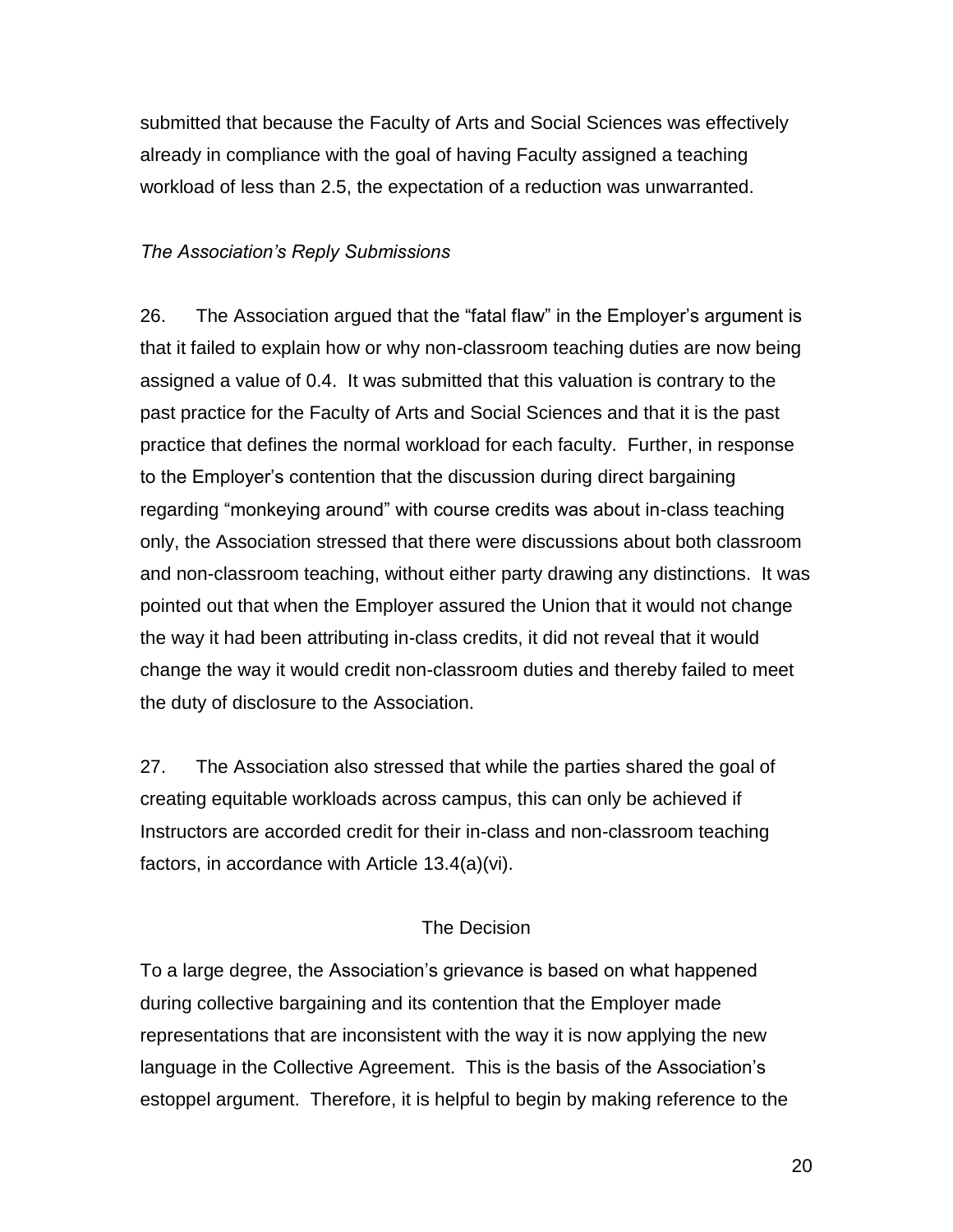submitted that because the Faculty of Arts and Social Sciences was effectively already in compliance with the goal of having Faculty assigned a teaching workload of less than 2.5, the expectation of a reduction was unwarranted.

*The Association's Reply Submissions*

26. The Association argued that the "fatal flaw" in the Employer's argument is that it failed to explain how or why non-classroom teaching duties are now being assigned a value of 0.4. It was submitted that this valuation is contrary to the past practice for the Faculty of Arts and Social Sciences and that it is the past practice that defines the normal workload for each faculty. Further, in response to the Employer's contention that the discussion during direct bargaining regarding "monkeying around" with course credits was about in-class teaching only, the Association stressed that there were discussions about both classroom and non-classroom teaching, without either party drawing any distinctions. It was pointed out that when the Employer assured the Union that it would not change the way it had been attributing in-class credits, it did not reveal that it would change the way it would credit non-classroom duties and thereby failed to meet the duty of disclosure to the Association.

27. The Association also stressed that while the parties shared the goal of creating equitable workloads across campus, this can only be achieved if Instructors are accorded credit for their in-class and non-classroom teaching factors, in accordance with Article 13.4(a)(vi).

## The Decision

To a large degree, the Association's grievance is based on what happened during collective bargaining and its contention that the Employer made representations that are inconsistent with the way it is now applying the new language in the Collective Agreement. This is the basis of the Association's estoppel argument. Therefore, it is helpful to begin by making reference to the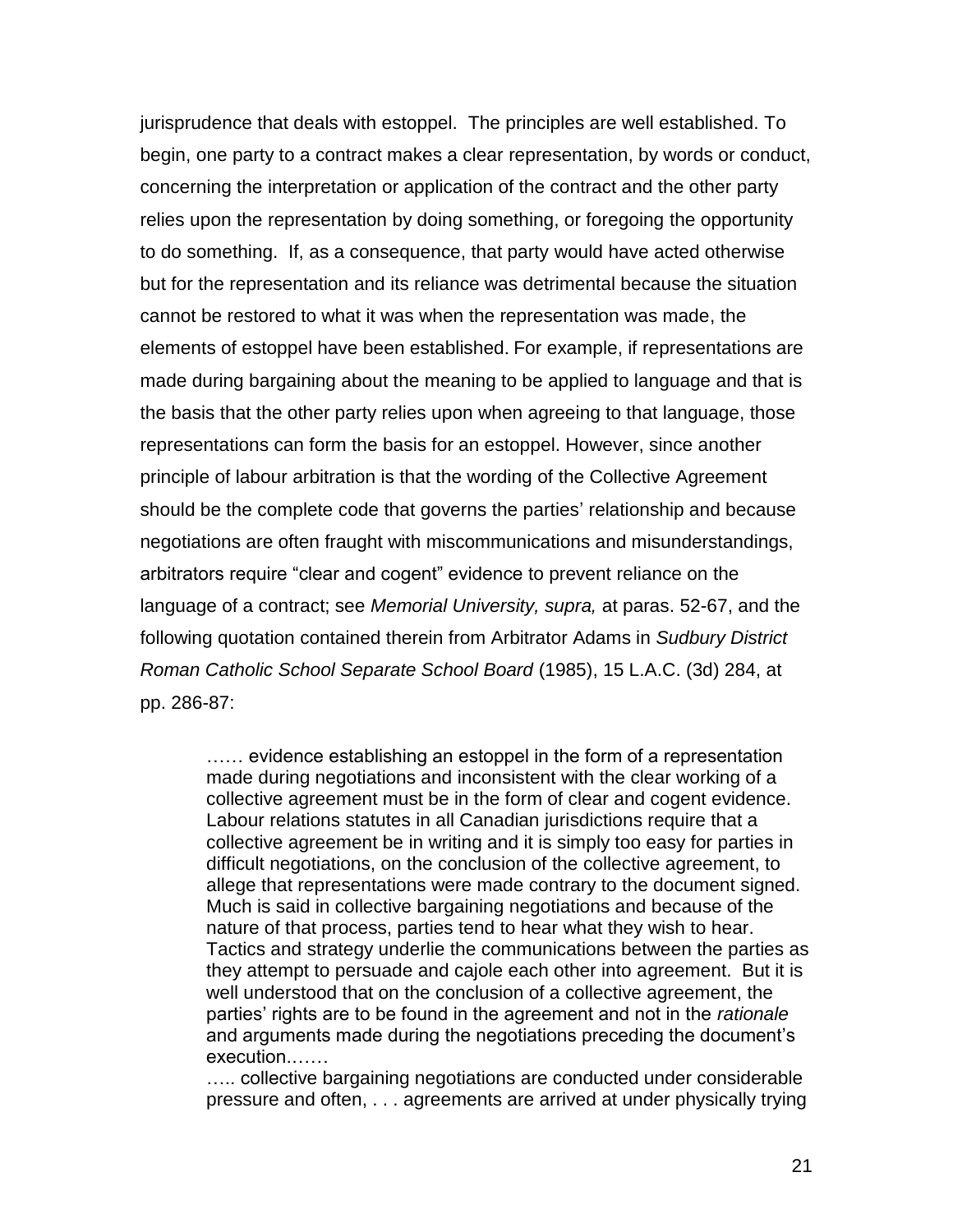jurisprudence that deals with estoppel. The principles are well established. To begin, one party to a contract makes a clear representation, by words or conduct, concerning the interpretation or application of the contract and the other party relies upon the representation by doing something, or foregoing the opportunity to do something. If, as a consequence, that party would have acted otherwise but for the representation and its reliance was detrimental because the situation cannot be restored to what it was when the representation was made, the elements of estoppel have been established. For example, if representations are made during bargaining about the meaning to be applied to language and that is the basis that the other party relies upon when agreeing to that language, those representations can form the basis for an estoppel. However, since another principle of labour arbitration is that the wording of the Collective Agreement should be the complete code that governs the parties' relationship and because negotiations are often fraught with miscommunications and misunderstandings, arbitrators require "clear and cogent" evidence to prevent reliance on the language of a contract; see *Memorial University, supra,* at paras. 52-67, and the following quotation contained therein from Arbitrator Adams in *Sudbury District Roman Catholic School Separate School Board* (1985), 15 L.A.C. (3d) 284, at pp. 286-87:

> …… evidence establishing an estoppel in the form of a representation made during negotiations and inconsistent with the clear working of a collective agreement must be in the form of clear and cogent evidence. Labour relations statutes in all Canadian jurisdictions require that a collective agreement be in writing and it is simply too easy for parties in difficult negotiations, on the conclusion of the collective agreement, to allege that representations were made contrary to the document signed. Much is said in collective bargaining negotiations and because of the nature of that process, parties tend to hear what they wish to hear. Tactics and strategy underlie the communications between the parties as they attempt to persuade and cajole each other into agreement. But it is well understood that on the conclusion of a collective agreement, the parties' rights are to be found in the agreement and not in the *rationale* and arguments made during the negotiations preceding the document's execution.……
>
> ….. collective bargaining negotiations are conducted under considerable pressure and often, . . . agreements are arrived at under physically trying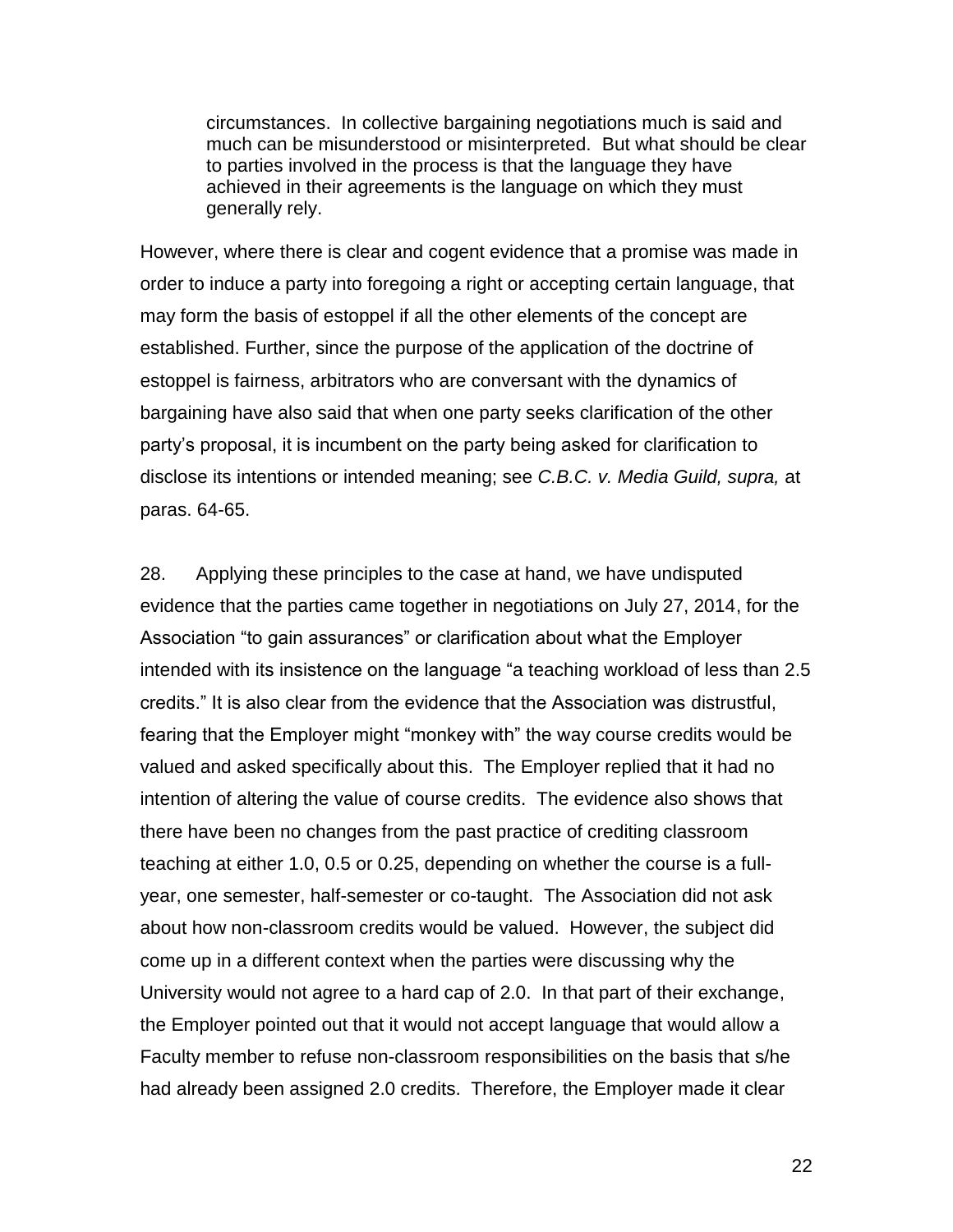> circumstances. In collective bargaining negotiations much is said and much can be misunderstood or misinterpreted. But what should be clear to parties involved in the process is that the language they have achieved in their agreements is the language on which they must generally rely.

However, where there is clear and cogent evidence that a promise was made in order to induce a party into foregoing a right or accepting certain language, that may form the basis of estoppel if all the other elements of the concept are established. Further, since the purpose of the application of the doctrine of estoppel is fairness, arbitrators who are conversant with the dynamics of bargaining have also said that when one party seeks clarification of the other party's proposal, it is incumbent on the party being asked for clarification to disclose its intentions or intended meaning; see *C.B.C. v. Media Guild, supra,* at paras. 64-65.

28. Applying these principles to the case at hand, we have undisputed evidence that the parties came together in negotiations on July 27, 2014, for the Association "to gain assurances" or clarification about what the Employer intended with its insistence on the language "a teaching workload of less than 2.5 credits." It is also clear from the evidence that the Association was distrustful, fearing that the Employer might "monkey with" the way course credits would be valued and asked specifically about this. The Employer replied that it had no intention of altering the value of course credits. The evidence also shows that there have been no changes from the past practice of crediting classroom teaching at either 1.0, 0.5 or 0.25, depending on whether the course is a full-year, one semester, half-semester or co-taught. The Association did not ask about how non-classroom credits would be valued. However, the subject did come up in a different context when the parties were discussing why the University would not agree to a hard cap of 2.0. In that part of their exchange, the Employer pointed out that it would not accept language that would allow a Faculty member to refuse non-classroom responsibilities on the basis that s/he had already been assigned 2.0 credits. Therefore, the Employer made it clear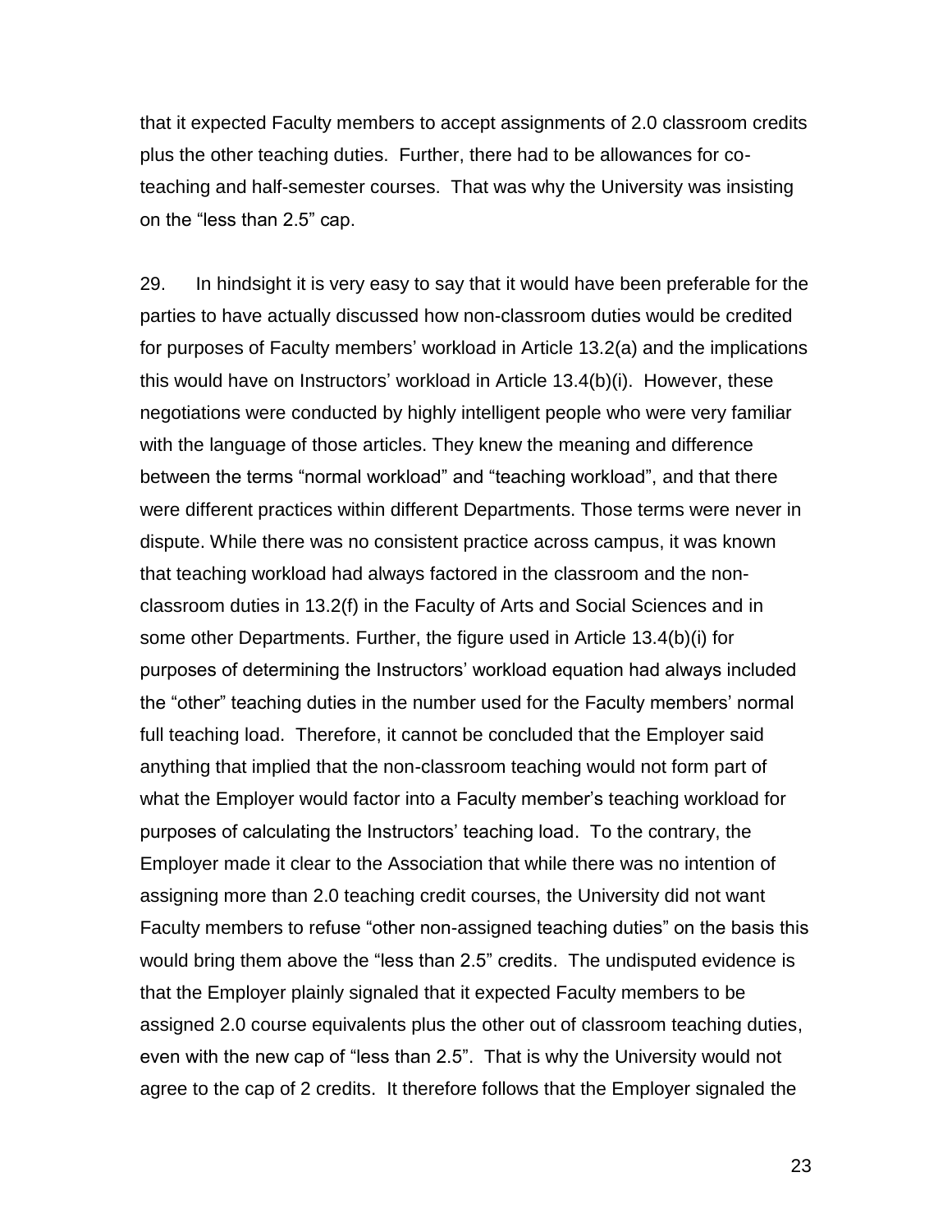that it expected Faculty members to accept assignments of 2.0 classroom credits plus the other teaching duties. Further, there had to be allowances for co-teaching and half-semester courses. That was why the University was insisting on the "less than 2.5" cap.

29. In hindsight it is very easy to say that it would have been preferable for the parties to have actually discussed how non-classroom duties would be credited for purposes of Faculty members' workload in Article 13.2(a) and the implications this would have on Instructors' workload in Article 13.4(b)(i). However, these negotiations were conducted by highly intelligent people who were very familiar with the language of those articles. They knew the meaning and difference between the terms "normal workload" and "teaching workload", and that there were different practices within different Departments. Those terms were never in dispute. While there was no consistent practice across campus, it was known that teaching workload had always factored in the classroom and the non-classroom duties in 13.2(f) in the Faculty of Arts and Social Sciences and in some other Departments. Further, the figure used in Article 13.4(b)(i) for purposes of determining the Instructors' workload equation had always included the "other" teaching duties in the number used for the Faculty members' normal full teaching load. Therefore, it cannot be concluded that the Employer said anything that implied that the non-classroom teaching would not form part of what the Employer would factor into a Faculty member's teaching workload for purposes of calculating the Instructors' teaching load. To the contrary, the Employer made it clear to the Association that while there was no intention of assigning more than 2.0 teaching credit courses, the University did not want Faculty members to refuse "other non-assigned teaching duties" on the basis this would bring them above the "less than 2.5" credits. The undisputed evidence is that the Employer plainly signaled that it expected Faculty members to be assigned 2.0 course equivalents plus the other out of classroom teaching duties, even with the new cap of "less than 2.5". That is why the University would not agree to the cap of 2 credits. It therefore follows that the Employer signaled the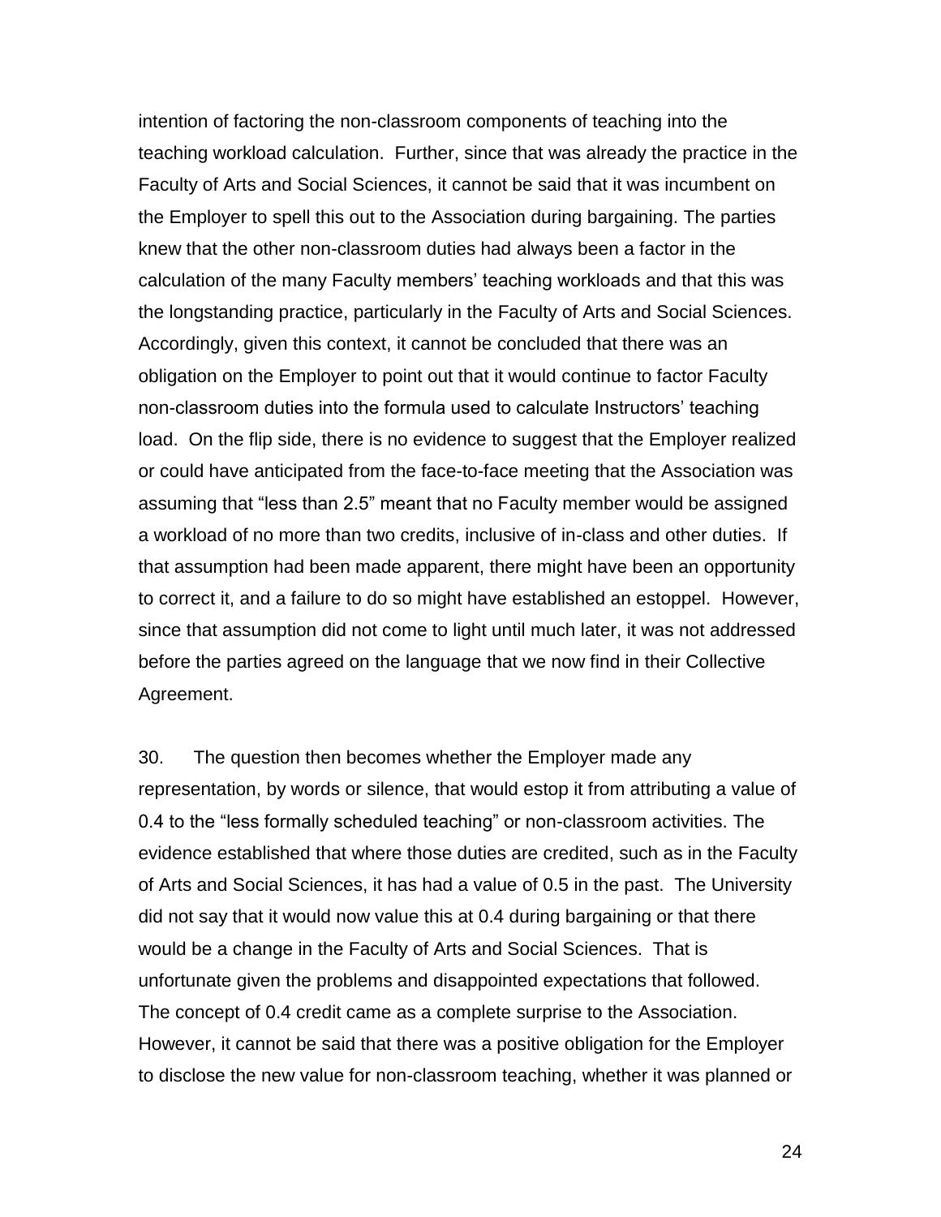intention of factoring the non-classroom components of teaching into the teaching workload calculation. Further, since that was already the practice in the Faculty of Arts and Social Sciences, it cannot be said that it was incumbent on the Employer to spell this out to the Association during bargaining. The parties knew that the other non-classroom duties had always been a factor in the calculation of the many Faculty members' teaching workloads and that this was the longstanding practice, particularly in the Faculty of Arts and Social Sciences. Accordingly, given this context, it cannot be concluded that there was an obligation on the Employer to point out that it would continue to factor Faculty non-classroom duties into the formula used to calculate Instructors' teaching load. On the flip side, there is no evidence to suggest that the Employer realized or could have anticipated from the face-to-face meeting that the Association was assuming that "less than 2.5" meant that no Faculty member would be assigned a workload of no more than two credits, inclusive of in-class and other duties. If that assumption had been made apparent, there might have been an opportunity to correct it, and a failure to do so might have established an estoppel. However, since that assumption did not come to light until much later, it was not addressed before the parties agreed on the language that we now find in their Collective Agreement.

30. The question then becomes whether the Employer made any representation, by words or silence, that would estop it from attributing a value of 0.4 to the "less formally scheduled teaching" or non-classroom activities. The evidence established that where those duties are credited, such as in the Faculty of Arts and Social Sciences, it has had a value of 0.5 in the past. The University did not say that it would now value this at 0.4 during bargaining or that there would be a change in the Faculty of Arts and Social Sciences. That is unfortunate given the problems and disappointed expectations that followed. The concept of 0.4 credit came as a complete surprise to the Association. However, it cannot be said that there was a positive obligation for the Employer to disclose the new value for non-classroom teaching, whether it was planned or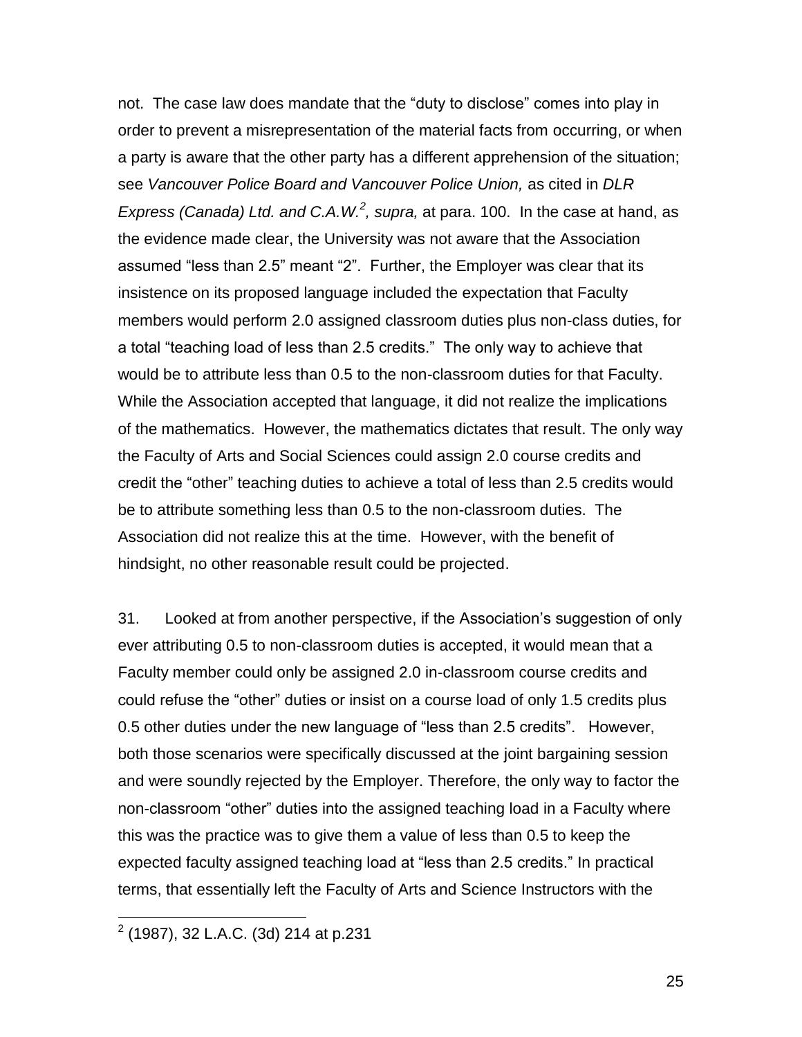not. The case law does mandate that the "duty to disclose" comes into play in order to prevent a misrepresentation of the material facts from occurring, or when a party is aware that the other party has a different apprehension of the situation; see *Vancouver Police Board and Vancouver Police Union,* as cited in *DLR Express (Canada) Ltd. and C.A.W.*[2]*, supra,* at para. 100. In the case at hand, as the evidence made clear, the University was not aware that the Association assumed "less than 2.5" meant "2". Further, the Employer was clear that its insistence on its proposed language included the expectation that Faculty members would perform 2.0 assigned classroom duties plus non-class duties, for a total "teaching load of less than 2.5 credits." The only way to achieve that would be to attribute less than 0.5 to the non-classroom duties for that Faculty. While the Association accepted that language, it did not realize the implications of the mathematics. However, the mathematics dictates that result. The only way the Faculty of Arts and Social Sciences could assign 2.0 course credits and credit the "other" teaching duties to achieve a total of less than 2.5 credits would be to attribute something less than 0.5 to the non-classroom duties. The Association did not realize this at the time. However, with the benefit of hindsight, no other reasonable result could be projected.

31. Looked at from another perspective, if the Association's suggestion of only ever attributing 0.5 to non-classroom duties is accepted, it would mean that a Faculty member could only be assigned 2.0 in-classroom course credits and could refuse the "other" duties or insist on a course load of only 1.5 credits plus 0.5 other duties under the new language of "less than 2.5 credits". However, both those scenarios were specifically discussed at the joint bargaining session and were soundly rejected by the Employer. Therefore, the only way to factor the non-classroom "other" duties into the assigned teaching load in a Faculty where this was the practice was to give them a value of less than 0.5 to keep the expected faculty assigned teaching load at "less than 2.5 credits." In practical terms, that essentially left the Faculty of Arts and Science Instructors with the

[2] (1987), 32 L.A.C. (3d) 214 at p.231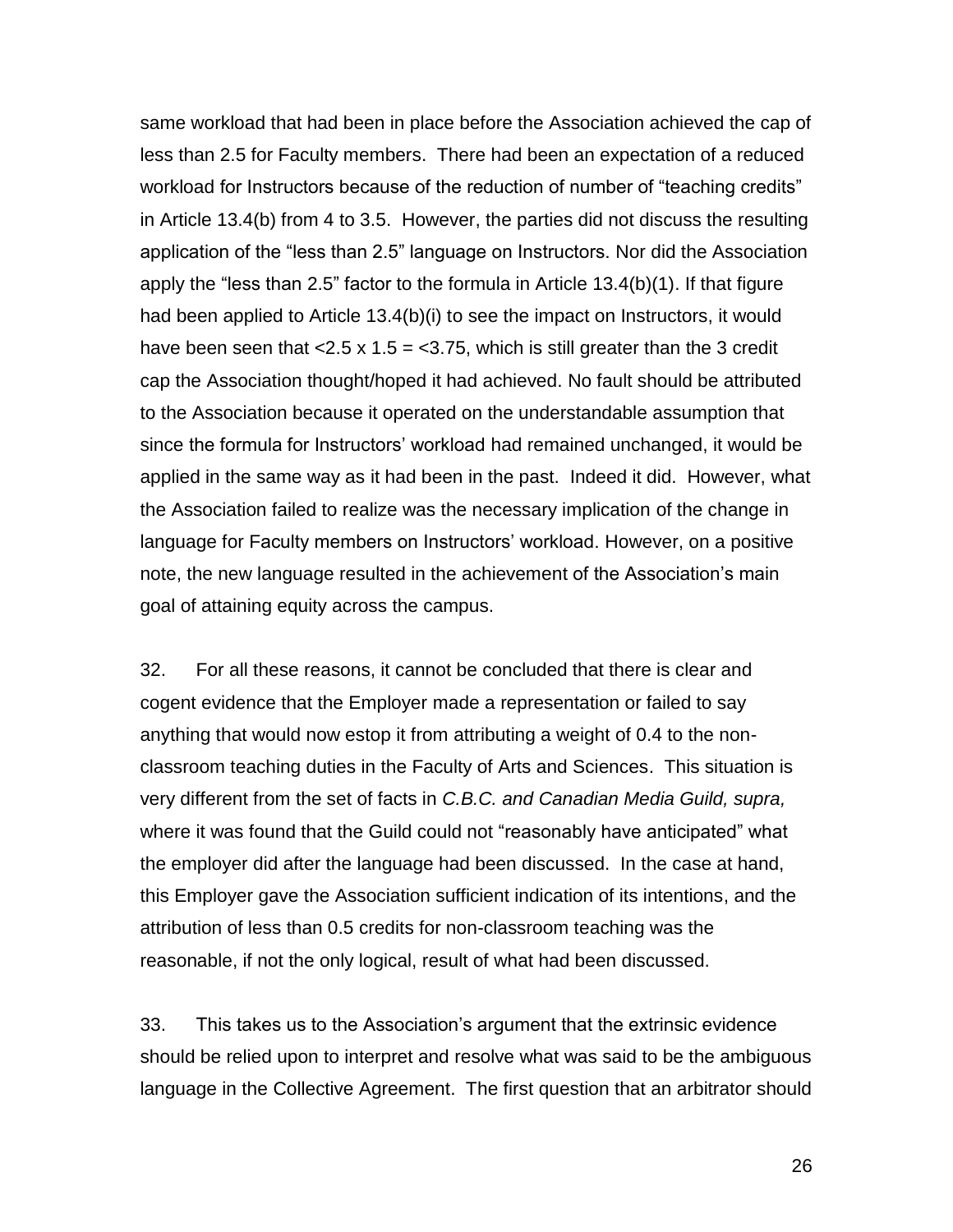same workload that had been in place before the Association achieved the cap of less than 2.5 for Faculty members. There had been an expectation of a reduced workload for Instructors because of the reduction of number of "teaching credits" in Article 13.4(b) from 4 to 3.5. However, the parties did not discuss the resulting application of the "less than 2.5" language on Instructors. Nor did the Association apply the "less than 2.5" factor to the formula in Article 13.4(b)(1). If that figure had been applied to Article 13.4(b)(i) to see the impact on Instructors, it would have been seen that $<2.5 \times 1.5 = <3.75$, which is still greater than the 3 credit cap the Association thought/hoped it had achieved. No fault should be attributed to the Association because it operated on the understandable assumption that since the formula for Instructors' workload had remained unchanged, it would be applied in the same way as it had been in the past. Indeed it did. However, what the Association failed to realize was the necessary implication of the change in language for Faculty members on Instructors' workload. However, on a positive note, the new language resulted in the achievement of the Association's main goal of attaining equity across the campus.

32. For all these reasons, it cannot be concluded that there is clear and cogent evidence that the Employer made a representation or failed to say anything that would now estop it from attributing a weight of 0.4 to the non-classroom teaching duties in the Faculty of Arts and Sciences. This situation is very different from the set of facts in *C.B.C. and Canadian Media Guild, supra,* where it was found that the Guild could not "reasonably have anticipated" what the employer did after the language had been discussed. In the case at hand, this Employer gave the Association sufficient indication of its intentions, and the attribution of less than 0.5 credits for non-classroom teaching was the reasonable, if not the only logical, result of what had been discussed.

33. This takes us to the Association's argument that the extrinsic evidence should be relied upon to interpret and resolve what was said to be the ambiguous language in the Collective Agreement. The first question that an arbitrator should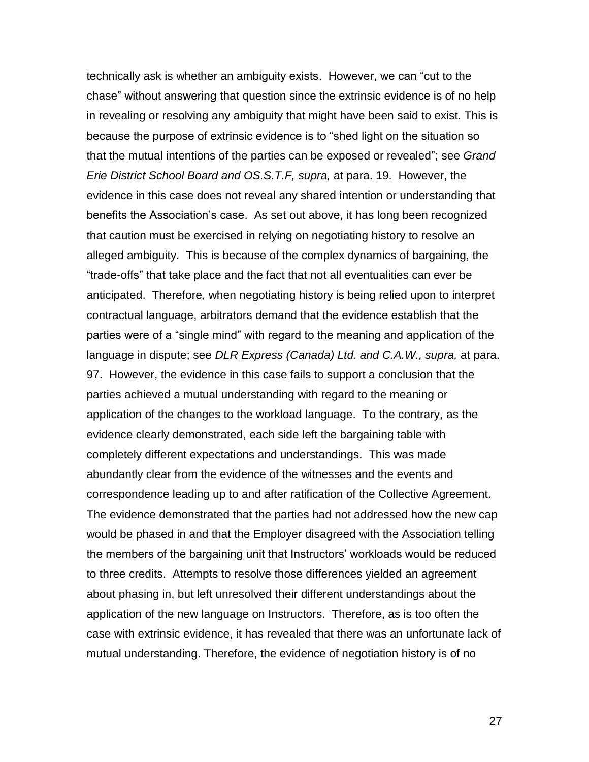technically ask is whether an ambiguity exists. However, we can "cut to the chase" without answering that question since the extrinsic evidence is of no help in revealing or resolving any ambiguity that might have been said to exist. This is because the purpose of extrinsic evidence is to "shed light on the situation so that the mutual intentions of the parties can be exposed or revealed"; see *Grand Erie District School Board and OS.S.T.F, supra,* at para. 19. However, the evidence in this case does not reveal any shared intention or understanding that benefits the Association's case. As set out above, it has long been recognized that caution must be exercised in relying on negotiating history to resolve an alleged ambiguity. This is because of the complex dynamics of bargaining, the "trade-offs" that take place and the fact that not all eventualities can ever be anticipated. Therefore, when negotiating history is being relied upon to interpret contractual language, arbitrators demand that the evidence establish that the parties were of a "single mind" with regard to the meaning and application of the language in dispute; see *DLR Express (Canada) Ltd. and C.A.W., supra,* at para. 97. However, the evidence in this case fails to support a conclusion that the parties achieved a mutual understanding with regard to the meaning or application of the changes to the workload language. To the contrary, as the evidence clearly demonstrated, each side left the bargaining table with completely different expectations and understandings. This was made abundantly clear from the evidence of the witnesses and the events and correspondence leading up to and after ratification of the Collective Agreement. The evidence demonstrated that the parties had not addressed how the new cap would be phased in and that the Employer disagreed with the Association telling the members of the bargaining unit that Instructors' workloads would be reduced to three credits. Attempts to resolve those differences yielded an agreement about phasing in, but left unresolved their different understandings about the application of the new language on Instructors. Therefore, as is too often the case with extrinsic evidence, it has revealed that there was an unfortunate lack of mutual understanding. Therefore, the evidence of negotiation history is of no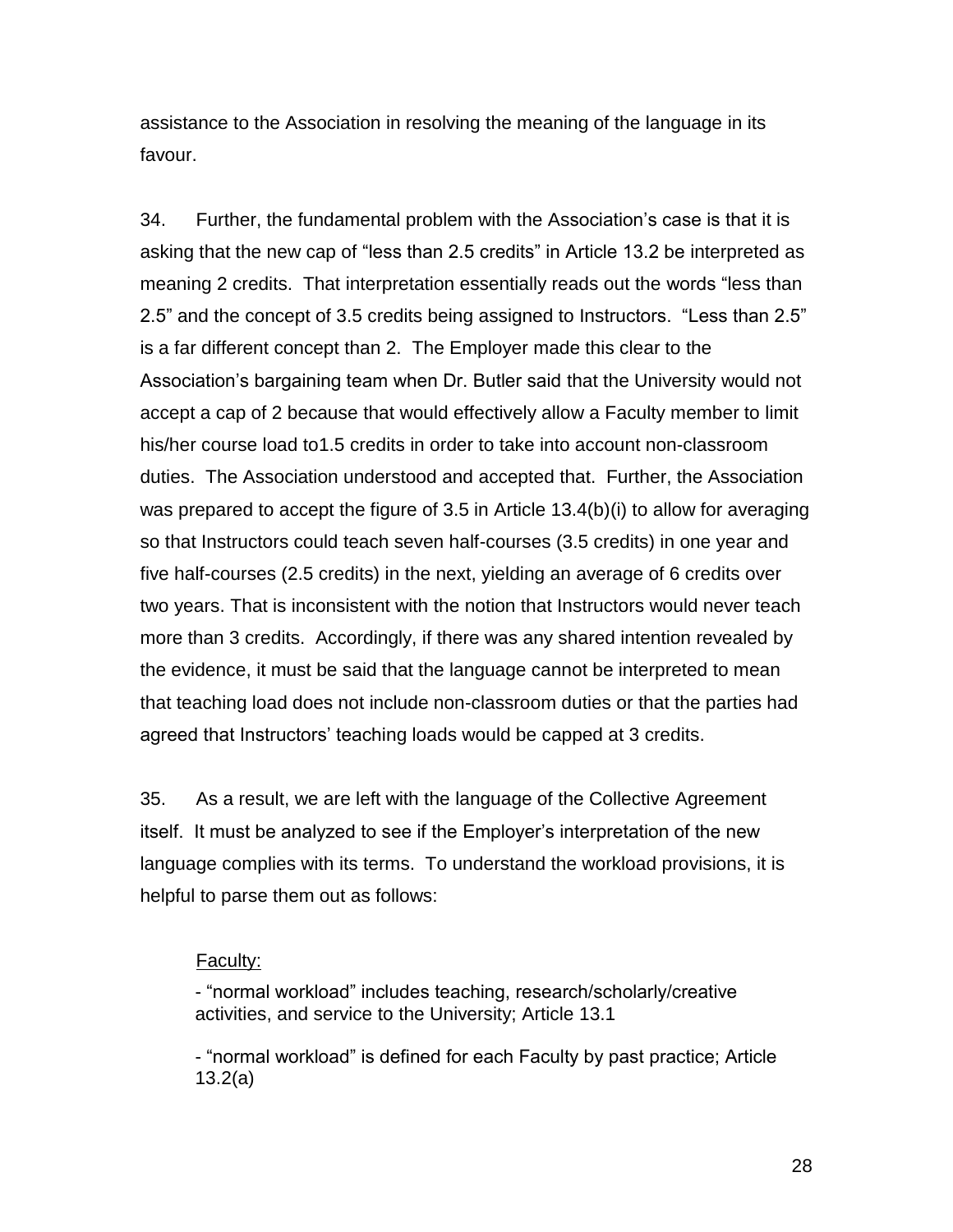assistance to the Association in resolving the meaning of the language in its favour.

34. Further, the fundamental problem with the Association's case is that it is asking that the new cap of "less than 2.5 credits" in Article 13.2 be interpreted as meaning 2 credits. That interpretation essentially reads out the words "less than 2.5" and the concept of 3.5 credits being assigned to Instructors. "Less than 2.5" is a far different concept than 2. The Employer made this clear to the Association's bargaining team when Dr. Butler said that the University would not accept a cap of 2 because that would effectively allow a Faculty member to limit his/her course load to1.5 credits in order to take into account non-classroom duties. The Association understood and accepted that. Further, the Association was prepared to accept the figure of 3.5 in Article 13.4(b)(i) to allow for averaging so that Instructors could teach seven half-courses (3.5 credits) in one year and five half-courses (2.5 credits) in the next, yielding an average of 6 credits over two years. That is inconsistent with the notion that Instructors would never teach more than 3 credits. Accordingly, if there was any shared intention revealed by the evidence, it must be said that the language cannot be interpreted to mean that teaching load does not include non-classroom duties or that the parties had agreed that Instructors' teaching loads would be capped at 3 credits.

35. As a result, we are left with the language of the Collective Agreement itself. It must be analyzed to see if the Employer's interpretation of the new language complies with its terms. To understand the workload provisions, it is helpful to parse them out as follows:

Faculty:

- "normal workload" includes teaching, research/scholarly/creative activities, and service to the University; Article 13.1

- "normal workload" is defined for each Faculty by past practice; Article 13.2(a)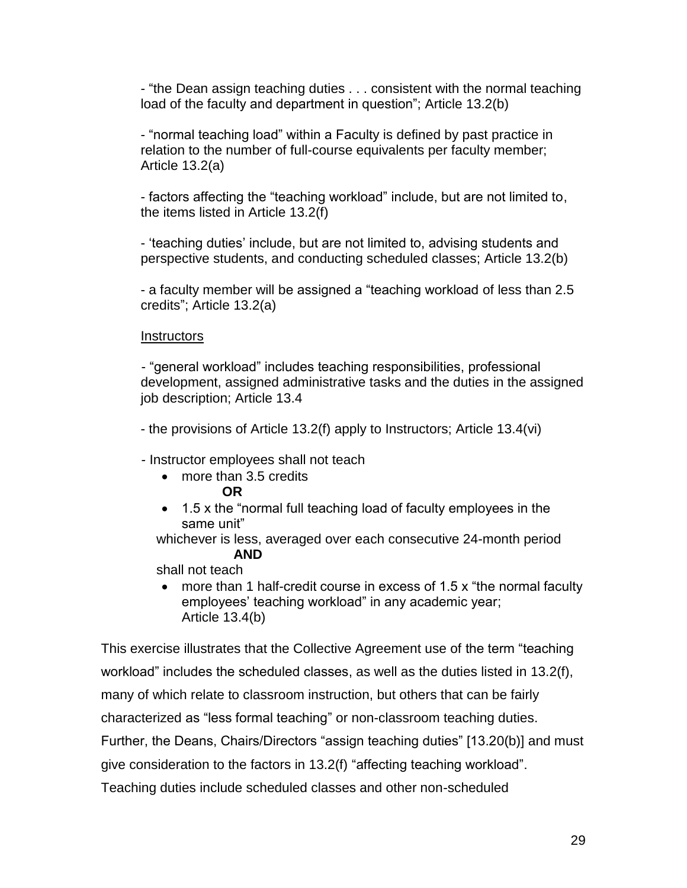- "the Dean assign teaching duties . . . consistent with the normal teaching load of the faculty and department in question"; Article 13.2(b)

- "normal teaching load" within a Faculty is defined by past practice in relation to the number of full-course equivalents per faculty member; Article 13.2(a)

- factors affecting the "teaching workload" include, but are not limited to, the items listed in Article 13.2(f)

- 'teaching duties' include, but are not limited to, advising students and perspective students, and conducting scheduled classes; Article 13.2(b)

- a faculty member will be assigned a "teaching workload of less than 2.5 credits"; Article 13.2(a)

<u>Instructors</u>

- "general workload" includes teaching responsibilities, professional development, assigned administrative tasks and the duties in the assigned job description; Article 13.4

- the provisions of Article 13.2(f) apply to Instructors; Article 13.4(vi)

- Instructor employees shall not teach
  - more than 3.5 credits

    **OR**
  - 1.5 x the "normal full teaching load of faculty employees in the same unit"

  whichever is less, averaged over each consecutive 24-month period

  **AND**

  shall not teach
  - more than 1 half-credit course in excess of 1.5 x "the normal faculty employees' teaching workload" in any academic year; Article 13.4(b)

This exercise illustrates that the Collective Agreement use of the term "teaching workload" includes the scheduled classes, as well as the duties listed in 13.2(f), many of which relate to classroom instruction, but others that can be fairly characterized as "less formal teaching" or non-classroom teaching duties. Further, the Deans, Chairs/Directors "assign teaching duties" [13.20(b)] and must give consideration to the factors in 13.2(f) "affecting teaching workload". Teaching duties include scheduled classes and other non-scheduled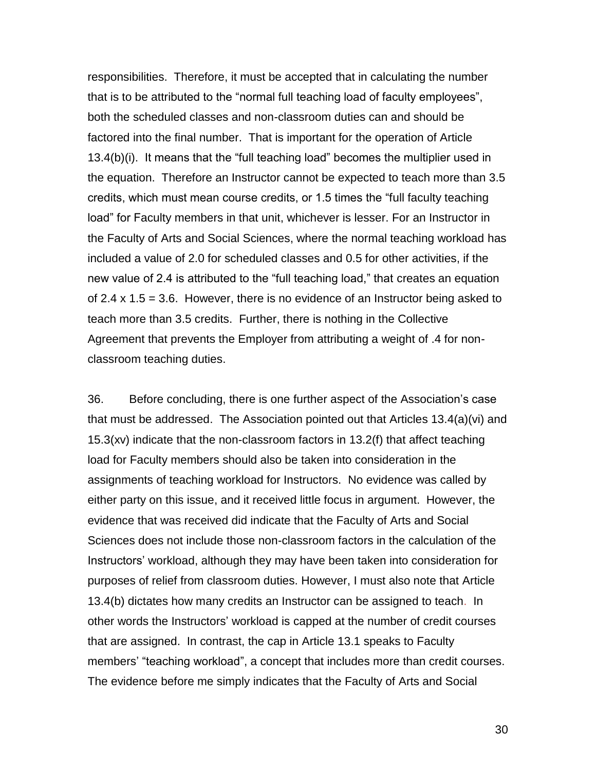responsibilities. Therefore, it must be accepted that in calculating the number that is to be attributed to the "normal full teaching load of faculty employees", both the scheduled classes and non-classroom duties can and should be factored into the final number. That is important for the operation of Article 13.4(b)(i). It means that the "full teaching load" becomes the multiplier used in the equation. Therefore an Instructor cannot be expected to teach more than 3.5 credits, which must mean course credits, or 1.5 times the "full faculty teaching load" for Faculty members in that unit, whichever is lesser. For an Instructor in the Faculty of Arts and Social Sciences, where the normal teaching workload has included a value of 2.0 for scheduled classes and 0.5 for other activities, if the new value of 2.4 is attributed to the "full teaching load," that creates an equation of $2.4 \times 1.5 = 3.6$. However, there is no evidence of an Instructor being asked to teach more than 3.5 credits. Further, there is nothing in the Collective Agreement that prevents the Employer from attributing a weight of .4 for non-classroom teaching duties.

36. Before concluding, there is one further aspect of the Association's case that must be addressed. The Association pointed out that Articles 13.4(a)(vi) and 15.3(xv) indicate that the non-classroom factors in 13.2(f) that affect teaching load for Faculty members should also be taken into consideration in the assignments of teaching workload for Instructors. No evidence was called by either party on this issue, and it received little focus in argument. However, the evidence that was received did indicate that the Faculty of Arts and Social Sciences does not include those non-classroom factors in the calculation of the Instructors' workload, although they may have been taken into consideration for purposes of relief from classroom duties. However, I must also note that Article 13.4(b) dictates how many credits an Instructor can be assigned to teach. In other words the Instructors' workload is capped at the number of credit courses that are assigned. In contrast, the cap in Article 13.1 speaks to Faculty members' "teaching workload", a concept that includes more than credit courses. The evidence before me simply indicates that the Faculty of Arts and Social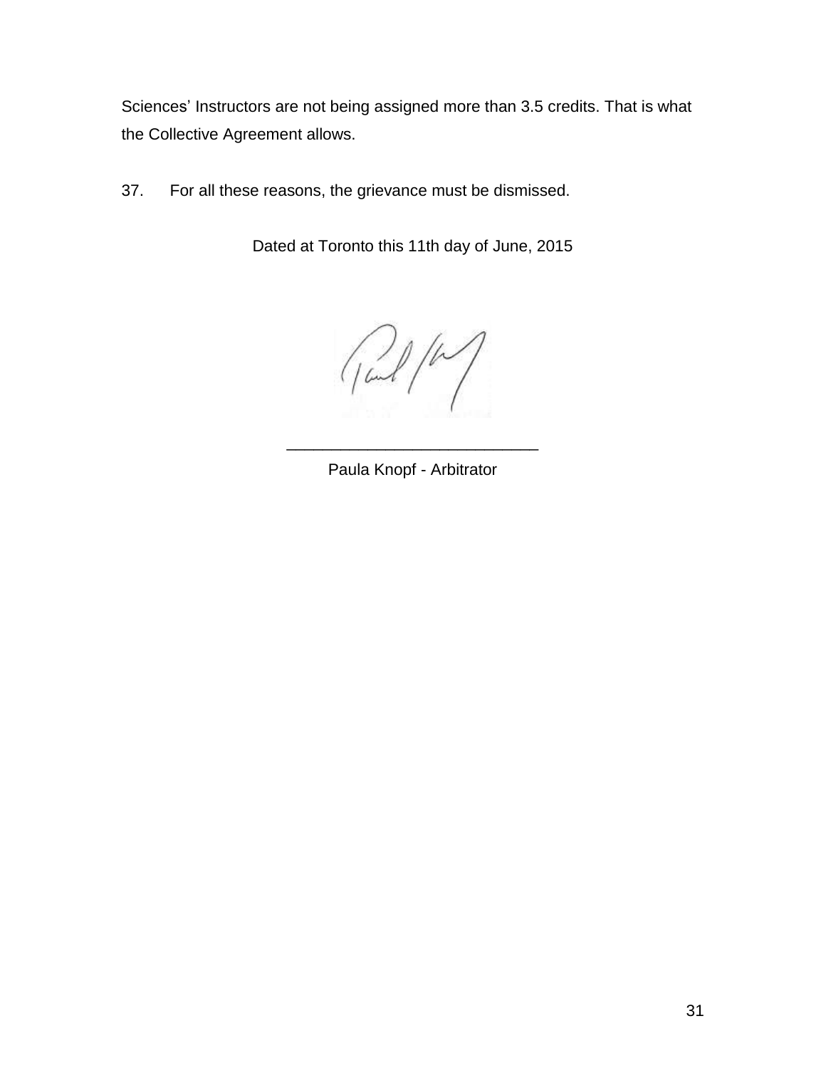Sciences' Instructors are not being assigned more than 3.5 credits. That is what the Collective Agreement allows.

37. For all these reasons, the grievance must be dismissed.

Dated at Toronto this 11th day of June, 2015

\_\_\_\_\_\_\_\_\_\_\_\_\_\_\_\_\_\_\_\_\_\_\_\_\_\_\_\_

Paula Knopf - Arbitrator